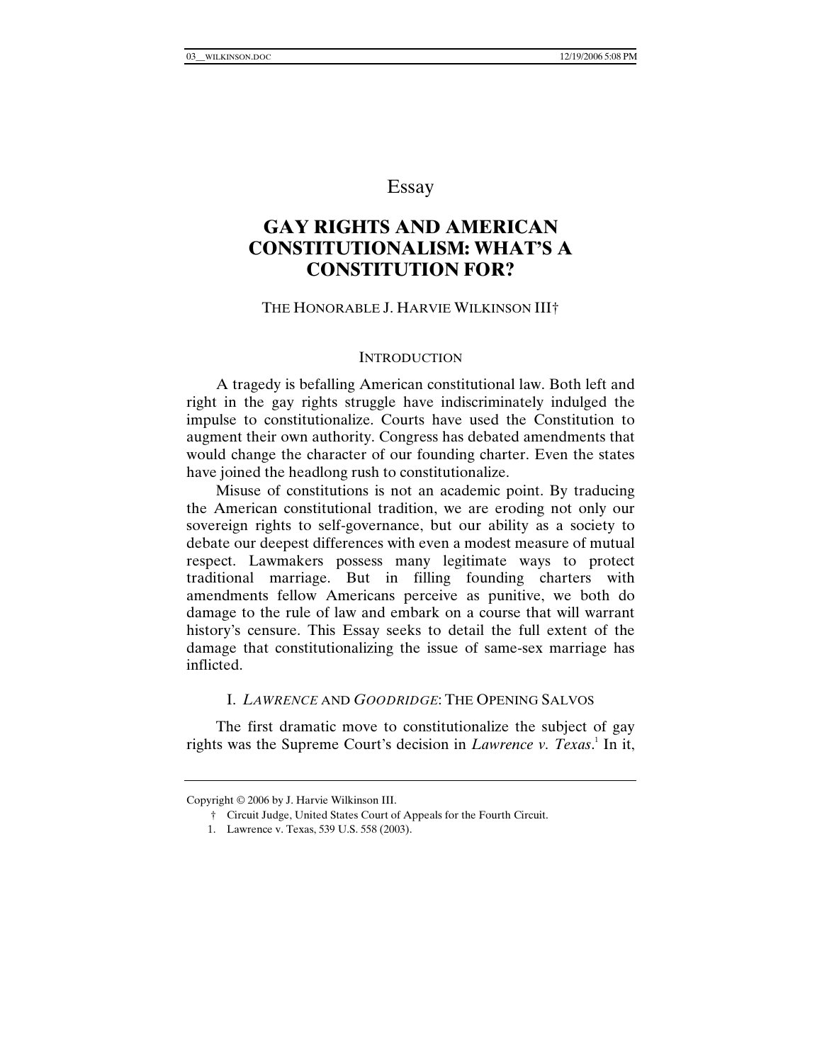Essay

# GAY RIGHTS AND AMERICAN CONSTITUTIONALISM: WHAT'S A CONSTITUTION FOR?

THE HONORABLE J. HARVIE WILKINSON III†

## INTRODUCTION

A tragedy is befalling American constitutional law. Both left and right in the gay rights struggle have indiscriminately indulged the impulse to constitutionalize. Courts have used the Constitution to augment their own authority. Congress has debated amendments that would change the character of our founding charter. Even the states have joined the headlong rush to constitutionalize.

Misuse of constitutions is not an academic point. By traducing the American constitutional tradition, we are eroding not only our sovereign rights to self-governance, but our ability as a society to debate our deepest differences with even a modest measure of mutual respect. Lawmakers possess many legitimate ways to protect traditional marriage. But in filling founding charters with amendments fellow Americans perceive as punitive, we both do damage to the rule of law and embark on a course that will warrant history's censure. This Essay seeks to detail the full extent of the damage that constitutionalizing the issue of same-sex marriage has inflicted.

## I. *LAWRENCE* AND *GOODRIDGE*: THE OPENING SALVOS

The first dramatic move to constitutionalize the subject of gay rights was the Supreme Court's decision in *Lawrence v. Texas*.[1] In it,

---

Copyright © 2006 by J. Harvie Wilkinson III.

† Circuit Judge, United States Court of Appeals for the Fourth Circuit.

1. Lawrence v. Texas, 539 U.S. 558 (2003).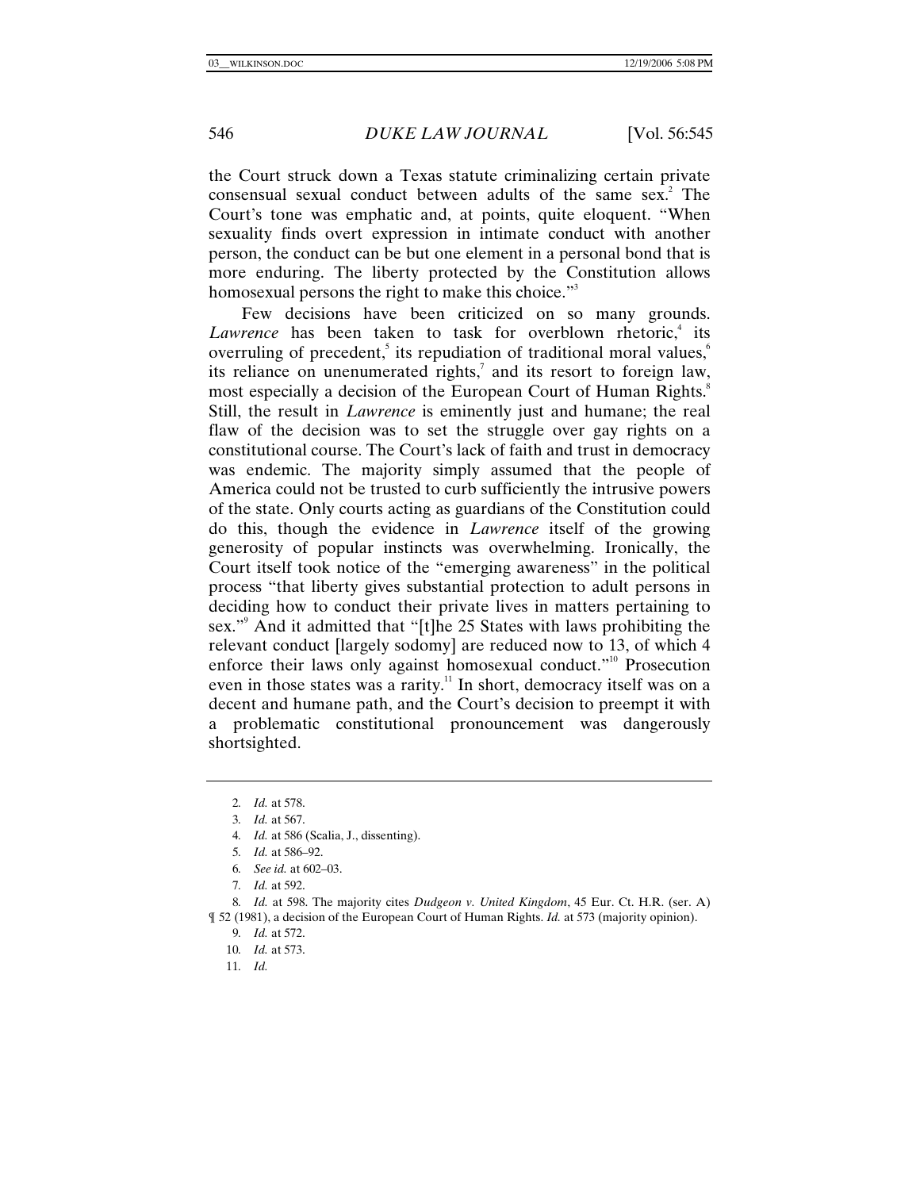the Court struck down a Texas statute criminalizing certain private consensual sexual conduct between adults of the same sex.[2] The Court's tone was emphatic and, at points, quite eloquent. "When sexuality finds overt expression in intimate conduct with another person, the conduct can be but one element in a personal bond that is more enduring. The liberty protected by the Constitution allows homosexual persons the right to make this choice."[3]

Few decisions have been criticized on so many grounds. *Lawrence* has been taken to task for overblown rhetoric,[4] its overruling of precedent,[5] its repudiation of traditional moral values,[6] its reliance on unenumerated rights,[7] and its resort to foreign law, most especially a decision of the European Court of Human Rights.[8] Still, the result in *Lawrence* is eminently just and humane; the real flaw of the decision was to set the struggle over gay rights on a constitutional course. The Court's lack of faith and trust in democracy was endemic. The majority simply assumed that the people of America could not be trusted to curb sufficiently the intrusive powers of the state. Only courts acting as guardians of the Constitution could do this, though the evidence in *Lawrence* itself of the growing generosity of popular instincts was overwhelming. Ironically, the Court itself took notice of the "emerging awareness" in the political process "that liberty gives substantial protection to adult persons in deciding how to conduct their private lives in matters pertaining to sex."[9] And it admitted that "[t]he 25 States with laws prohibiting the relevant conduct [largely sodomy] are reduced now to 13, of which 4 enforce their laws only against homosexual conduct."[10] Prosecution even in those states was a rarity.[11] In short, democracy itself was on a decent and humane path, and the Court's decision to preempt it with a problematic constitutional pronouncement was dangerously shortsighted.

---

2. *Id.* at 578.
3. *Id.* at 567.
4. *Id.* at 586 (Scalia, J., dissenting).
5. *Id.* at 586–92.
6. *See id.* at 602–03.
7. *Id.* at 592.
8. *Id.* at 598. The majority cites *Dudgeon v. United Kingdom*, 45 Eur. Ct. H.R. (ser. A) ¶ 52 (1981), a decision of the European Court of Human Rights. *Id.* at 573 (majority opinion).
9. *Id.* at 572.
10. *Id.* at 573.
11. *Id.*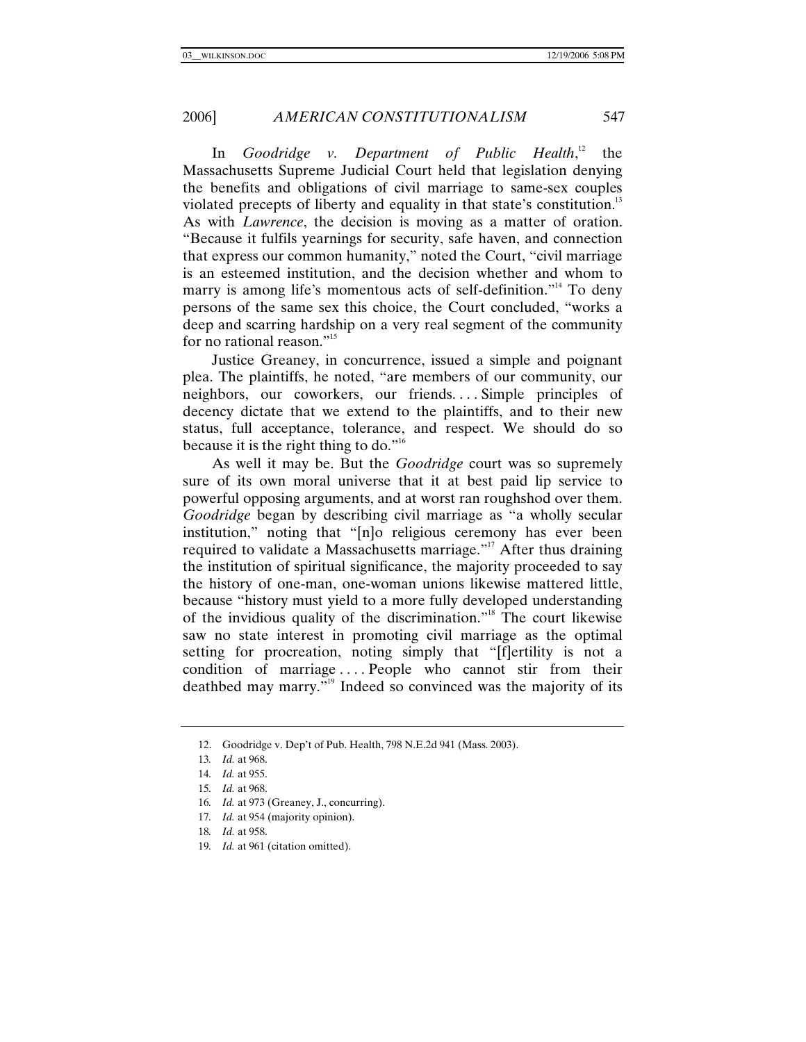In *Goodridge v. Department of Public Health*,[12] the Massachusetts Supreme Judicial Court held that legislation denying the benefits and obligations of civil marriage to same-sex couples violated precepts of liberty and equality in that state's constitution.[13] As with *Lawrence*, the decision is moving as a matter of oration. "Because it fulfils yearnings for security, safe haven, and connection that express our common humanity," noted the Court, "civil marriage is an esteemed institution, and the decision whether and whom to marry is among life's momentous acts of self-definition."[14] To deny persons of the same sex this choice, the Court concluded, "works a deep and scarring hardship on a very real segment of the community for no rational reason."[15]

Justice Greaney, in concurrence, issued a simple and poignant plea. The plaintiffs, he noted, "are members of our community, our neighbors, our coworkers, our friends. . . . Simple principles of decency dictate that we extend to the plaintiffs, and to their new status, full acceptance, tolerance, and respect. We should do so because it is the right thing to do."[16]

As well it may be. But the *Goodridge* court was so supremely sure of its own moral universe that it at best paid lip service to powerful opposing arguments, and at worst ran roughshod over them. *Goodridge* began by describing civil marriage as "a wholly secular institution," noting that "[n]o religious ceremony has ever been required to validate a Massachusetts marriage."[17] After thus draining the institution of spiritual significance, the majority proceeded to say the history of one-man, one-woman unions likewise mattered little, because "history must yield to a more fully developed understanding of the invidious quality of the discrimination."[18] The court likewise saw no state interest in promoting civil marriage as the optimal setting for procreation, noting simply that "[f]ertility is not a condition of marriage . . . . People who cannot stir from their deathbed may marry."[19] Indeed so convinced was the majority of its

---

12. Goodridge v. Dep't of Pub. Health, 798 N.E.2d 941 (Mass. 2003).

13. *Id.* at 968.

14. *Id.* at 955.

15. *Id.* at 968.

16. *Id.* at 973 (Greaney, J., concurring).

17. *Id.* at 954 (majority opinion).

18. *Id.* at 958.

19. *Id.* at 961 (citation omitted).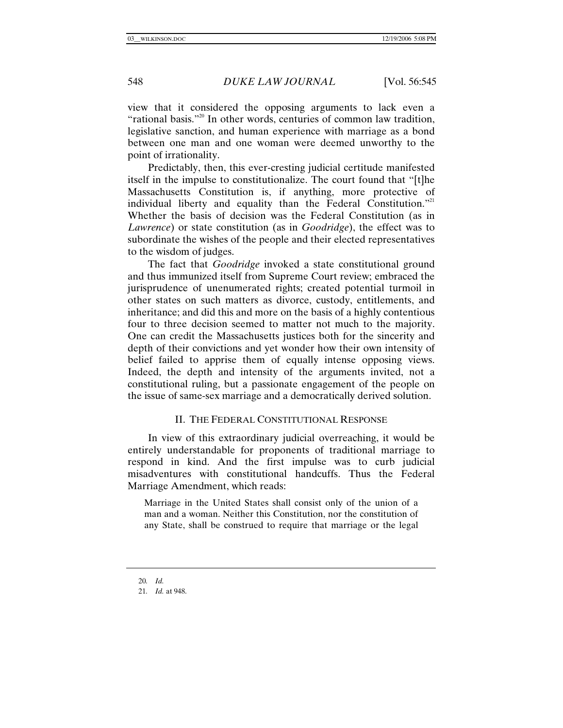view that it considered the opposing arguments to lack even a "rational basis."[20] In other words, centuries of common law tradition, legislative sanction, and human experience with marriage as a bond between one man and one woman were deemed unworthy to the point of irrationality.

Predictably, then, this ever-cresting judicial certitude manifested itself in the impulse to constitutionalize. The court found that "[t]he Massachusetts Constitution is, if anything, more protective of individual liberty and equality than the Federal Constitution."[21] Whether the basis of decision was the Federal Constitution (as in *Lawrence*) or state constitution (as in *Goodridge*), the effect was to subordinate the wishes of the people and their elected representatives to the wisdom of judges.

The fact that *Goodridge* invoked a state constitutional ground and thus immunized itself from Supreme Court review; embraced the jurisprudence of unenumerated rights; created potential turmoil in other states on such matters as divorce, custody, entitlements, and inheritance; and did this and more on the basis of a highly contentious four to three decision seemed to matter not much to the majority. One can credit the Massachusetts justices both for the sincerity and depth of their convictions and yet wonder how their own intensity of belief failed to apprise them of equally intense opposing views. Indeed, the depth and intensity of the arguments invited, not a constitutional ruling, but a passionate engagement of the people on the issue of same-sex marriage and a democratically derived solution.

## II. THE FEDERAL CONSTITUTIONAL RESPONSE

In view of this extraordinary judicial overreaching, it would be entirely understandable for proponents of traditional marriage to respond in kind. And the first impulse was to curb judicial misadventures with constitutional handcuffs. Thus the Federal Marriage Amendment, which reads:

> Marriage in the United States shall consist only of the union of a man and a woman. Neither this Constitution, nor the constitution of any State, shall be construed to require that marriage or the legal

---

20. *Id.*

21. *Id.* at 948.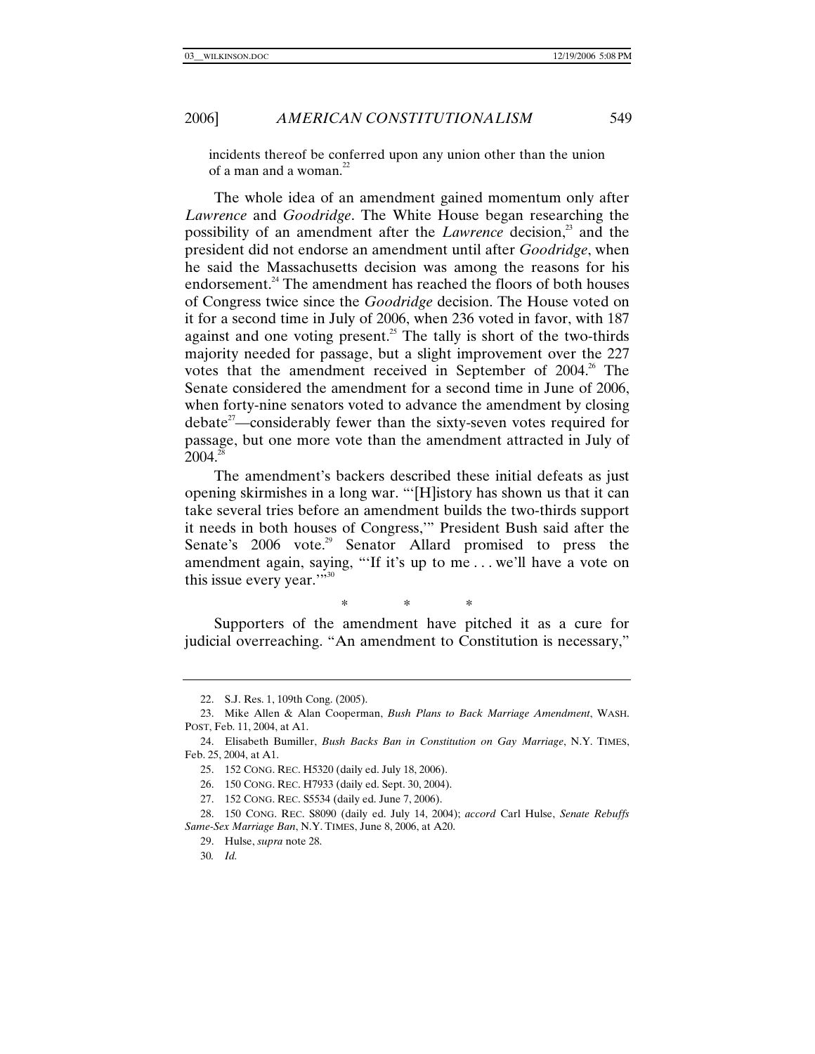incidents thereof be conferred upon any union other than the union of a man and a woman.[22]

The whole idea of an amendment gained momentum only after *Lawrence* and *Goodridge*. The White House began researching the possibility of an amendment after the *Lawrence* decision,[23] and the president did not endorse an amendment until after *Goodridge*, when he said the Massachusetts decision was among the reasons for his endorsement.[24] The amendment has reached the floors of both houses of Congress twice since the *Goodridge* decision. The House voted on it for a second time in July of 2006, when 236 voted in favor, with 187 against and one voting present.[25] The tally is short of the two-thirds majority needed for passage, but a slight improvement over the 227 votes that the amendment received in September of 2004.[26] The Senate considered the amendment for a second time in June of 2006, when forty-nine senators voted to advance the amendment by closing debate[27]—considerably fewer than the sixty-seven votes required for passage, but one more vote than the amendment attracted in July of 2004.[28]

The amendment's backers described these initial defeats as just opening skirmishes in a long war. "'[H]istory has shown us that it can take several tries before an amendment builds the two-thirds support it needs in both houses of Congress,'" President Bush said after the Senate's 2006 vote.[29] Senator Allard promised to press the amendment again, saying, "'If it's up to me . . . we'll have a vote on this issue every year.'"[30]

\* \* \*

Supporters of the amendment have pitched it as a cure for judicial overreaching. "An amendment to Constitution is necessary,"

---

22. S.J. Res. 1, 109th Cong. (2005).

23. Mike Allen & Alan Cooperman, *Bush Plans to Back Marriage Amendment*, WASH. POST, Feb. 11, 2004, at A1.

24. Elisabeth Bumiller, *Bush Backs Ban in Constitution on Gay Marriage*, N.Y. TIMES, Feb. 25, 2004, at A1.

25. 152 CONG. REC. H5320 (daily ed. July 18, 2006).

26. 150 CONG. REC. H7933 (daily ed. Sept. 30, 2004).

27. 152 CONG. REC. S5534 (daily ed. June 7, 2006).

28. 150 CONG. REC. S8090 (daily ed. July 14, 2004); *accord* Carl Hulse, *Senate Rebuffs Same-Sex Marriage Ban*, N.Y. TIMES, June 8, 2006, at A20.

29. Hulse, *supra* note 28.

30. *Id.*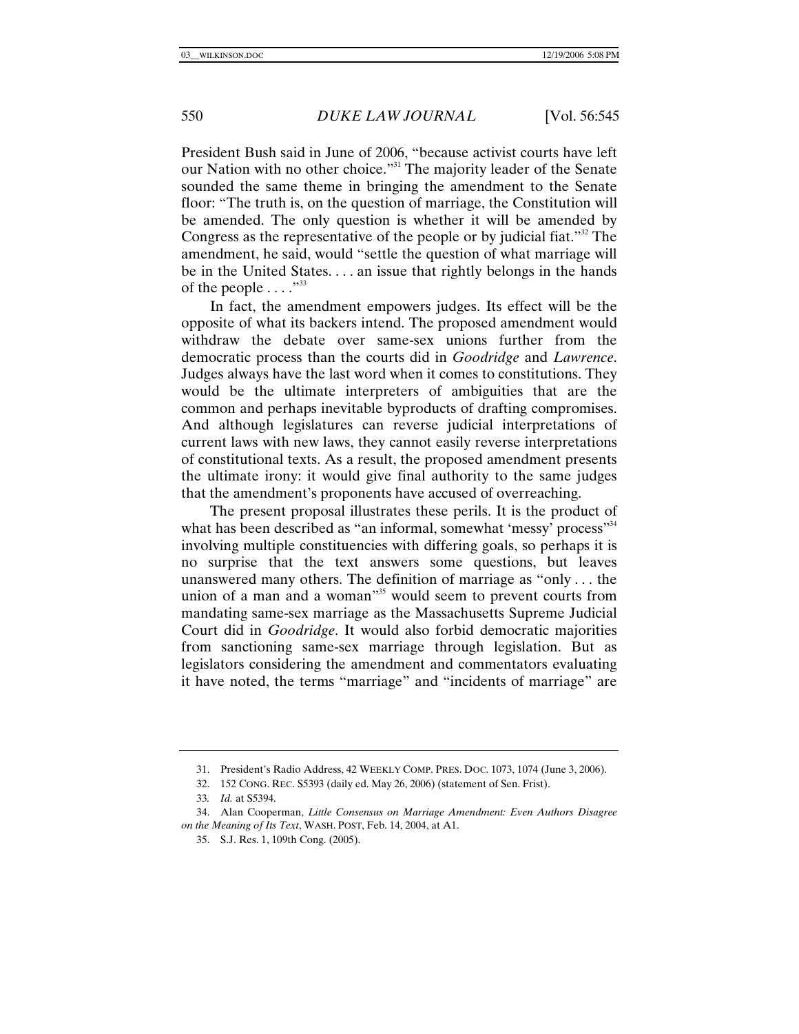President Bush said in June of 2006, "because activist courts have left our Nation with no other choice."[31] The majority leader of the Senate sounded the same theme in bringing the amendment to the Senate floor: "The truth is, on the question of marriage, the Constitution will be amended. The only question is whether it will be amended by Congress as the representative of the people or by judicial fiat."[32] The amendment, he said, would "settle the question of what marriage will be in the United States. . . . an issue that rightly belongs in the hands of the people . . . ."[33]

In fact, the amendment empowers judges. Its effect will be the opposite of what its backers intend. The proposed amendment would withdraw the debate over same-sex unions further from the democratic process than the courts did in *Goodridge* and *Lawrence*. Judges always have the last word when it comes to constitutions. They would be the ultimate interpreters of ambiguities that are the common and perhaps inevitable byproducts of drafting compromises. And although legislatures can reverse judicial interpretations of current laws with new laws, they cannot easily reverse interpretations of constitutional texts. As a result, the proposed amendment presents the ultimate irony: it would give final authority to the same judges that the amendment's proponents have accused of overreaching.

The present proposal illustrates these perils. It is the product of what has been described as "an informal, somewhat 'messy' process"[34] involving multiple constituencies with differing goals, so perhaps it is no surprise that the text answers some questions, but leaves unanswered many others. The definition of marriage as "only . . . the union of a man and a woman"[35] would seem to prevent courts from mandating same-sex marriage as the Massachusetts Supreme Judicial Court did in *Goodridge*. It would also forbid democratic majorities from sanctioning same-sex marriage through legislation. But as legislators considering the amendment and commentators evaluating it have noted, the terms "marriage" and "incidents of marriage" are

---

31. President's Radio Address, 42 WEEKLY COMP. PRES. DOC. 1073, 1074 (June 3, 2006).

32. 152 CONG. REC. S5393 (daily ed. May 26, 2006) (statement of Sen. Frist).

33. *Id.* at S5394.

34. Alan Cooperman, *Little Consensus on Marriage Amendment: Even Authors Disagree on the Meaning of Its Text*, WASH. POST, Feb. 14, 2004, at A1.

35. S.J. Res. 1, 109th Cong. (2005).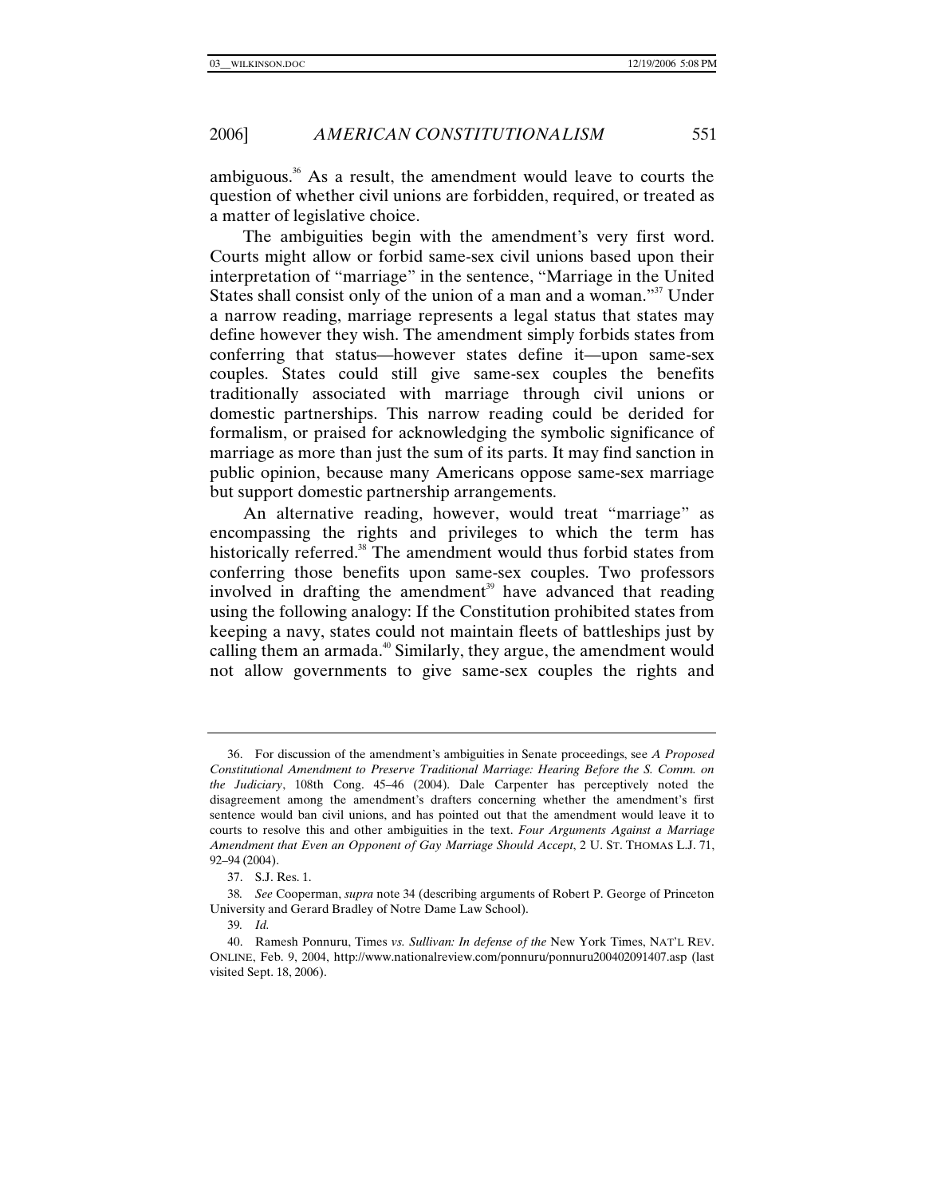ambiguous.[36] As a result, the amendment would leave to courts the question of whether civil unions are forbidden, required, or treated as a matter of legislative choice.

The ambiguities begin with the amendment's very first word. Courts might allow or forbid same-sex civil unions based upon their interpretation of "marriage" in the sentence, "Marriage in the United States shall consist only of the union of a man and a woman."[37] Under a narrow reading, marriage represents a legal status that states may define however they wish. The amendment simply forbids states from conferring that status—however states define it—upon same-sex couples. States could still give same-sex couples the benefits traditionally associated with marriage through civil unions or domestic partnerships. This narrow reading could be derided for formalism, or praised for acknowledging the symbolic significance of marriage as more than just the sum of its parts. It may find sanction in public opinion, because many Americans oppose same-sex marriage but support domestic partnership arrangements.

An alternative reading, however, would treat "marriage" as encompassing the rights and privileges to which the term has historically referred.[38] The amendment would thus forbid states from conferring those benefits upon same-sex couples. Two professors involved in drafting the amendment[39] have advanced that reading using the following analogy: If the Constitution prohibited states from keeping a navy, states could not maintain fleets of battleships just by calling them an armada.[40] Similarly, they argue, the amendment would not allow governments to give same-sex couples the rights and

---

36. For discussion of the amendment's ambiguities in Senate proceedings, see *A Proposed Constitutional Amendment to Preserve Traditional Marriage: Hearing Before the S. Comm. on the Judiciary*, 108th Cong. 45–46 (2004). Dale Carpenter has perceptively noted the disagreement among the amendment's drafters concerning whether the amendment's first sentence would ban civil unions, and has pointed out that the amendment would leave it to courts to resolve this and other ambiguities in the text. *Four Arguments Against a Marriage Amendment that Even an Opponent of Gay Marriage Should Accept*, 2 U. ST. THOMAS L.J. 71, 92–94 (2004).

37. S.J. Res. 1.

38. *See* Cooperman, *supra* note 34 (describing arguments of Robert P. George of Princeton University and Gerard Bradley of Notre Dame Law School).

39. *Id.*

40. Ramesh Ponnuru, Times *vs. Sullivan: In defense of the* New York Times, NAT'L REV. ONLINE, Feb. 9, 2004, http://www.nationalreview.com/ponnuru/ponnuru200402091407.asp (last visited Sept. 18, 2006).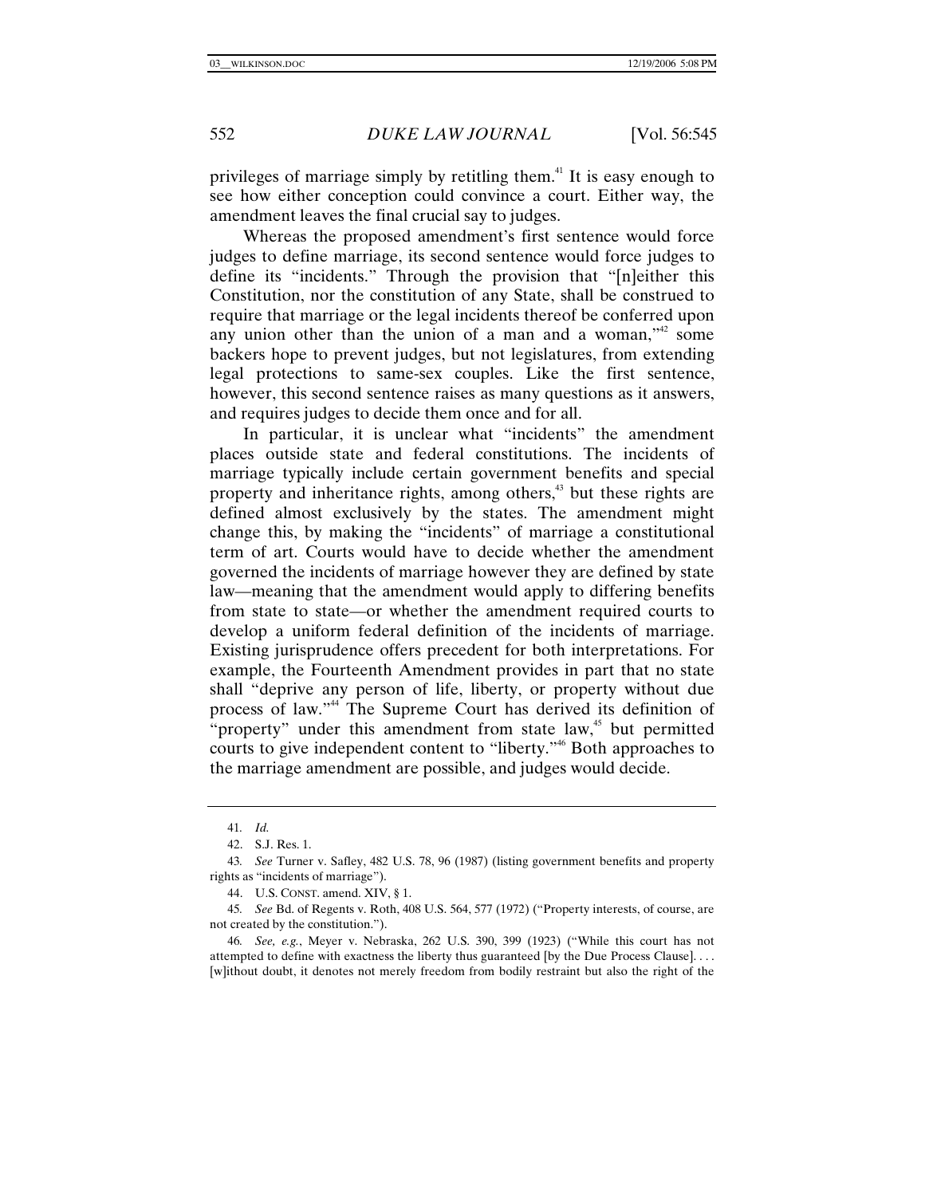privileges of marriage simply by retitling them.[41] It is easy enough to see how either conception could convince a court. Either way, the amendment leaves the final crucial say to judges.

Whereas the proposed amendment's first sentence would force judges to define marriage, its second sentence would force judges to define its "incidents." Through the provision that "[n]either this Constitution, nor the constitution of any State, shall be construed to require that marriage or the legal incidents thereof be conferred upon any union other than the union of a man and a woman,"[42] some backers hope to prevent judges, but not legislatures, from extending legal protections to same-sex couples. Like the first sentence, however, this second sentence raises as many questions as it answers, and requires judges to decide them once and for all.

In particular, it is unclear what "incidents" the amendment places outside state and federal constitutions. The incidents of marriage typically include certain government benefits and special property and inheritance rights, among others,[43] but these rights are defined almost exclusively by the states. The amendment might change this, by making the "incidents" of marriage a constitutional term of art. Courts would have to decide whether the amendment governed the incidents of marriage however they are defined by state law—meaning that the amendment would apply to differing benefits from state to state—or whether the amendment required courts to develop a uniform federal definition of the incidents of marriage. Existing jurisprudence offers precedent for both interpretations. For example, the Fourteenth Amendment provides in part that no state shall "deprive any person of life, liberty, or property without due process of law."[44] The Supreme Court has derived its definition of "property" under this amendment from state law,[45] but permitted courts to give independent content to "liberty."[46] Both approaches to the marriage amendment are possible, and judges would decide.

---

41. *Id.*

42. S.J. Res. 1.

43. *See* Turner v. Safley, 482 U.S. 78, 96 (1987) (listing government benefits and property rights as "incidents of marriage").

44. U.S. CONST. amend. XIV, § 1.

45. *See* Bd. of Regents v. Roth, 408 U.S. 564, 577 (1972) ("Property interests, of course, are not created by the constitution.").

46. *See, e.g.*, Meyer v. Nebraska, 262 U.S. 390, 399 (1923) ("While this court has not attempted to define with exactness the liberty thus guaranteed [by the Due Process Clause]. . . . [w]ithout doubt, it denotes not merely freedom from bodily restraint but also the right of the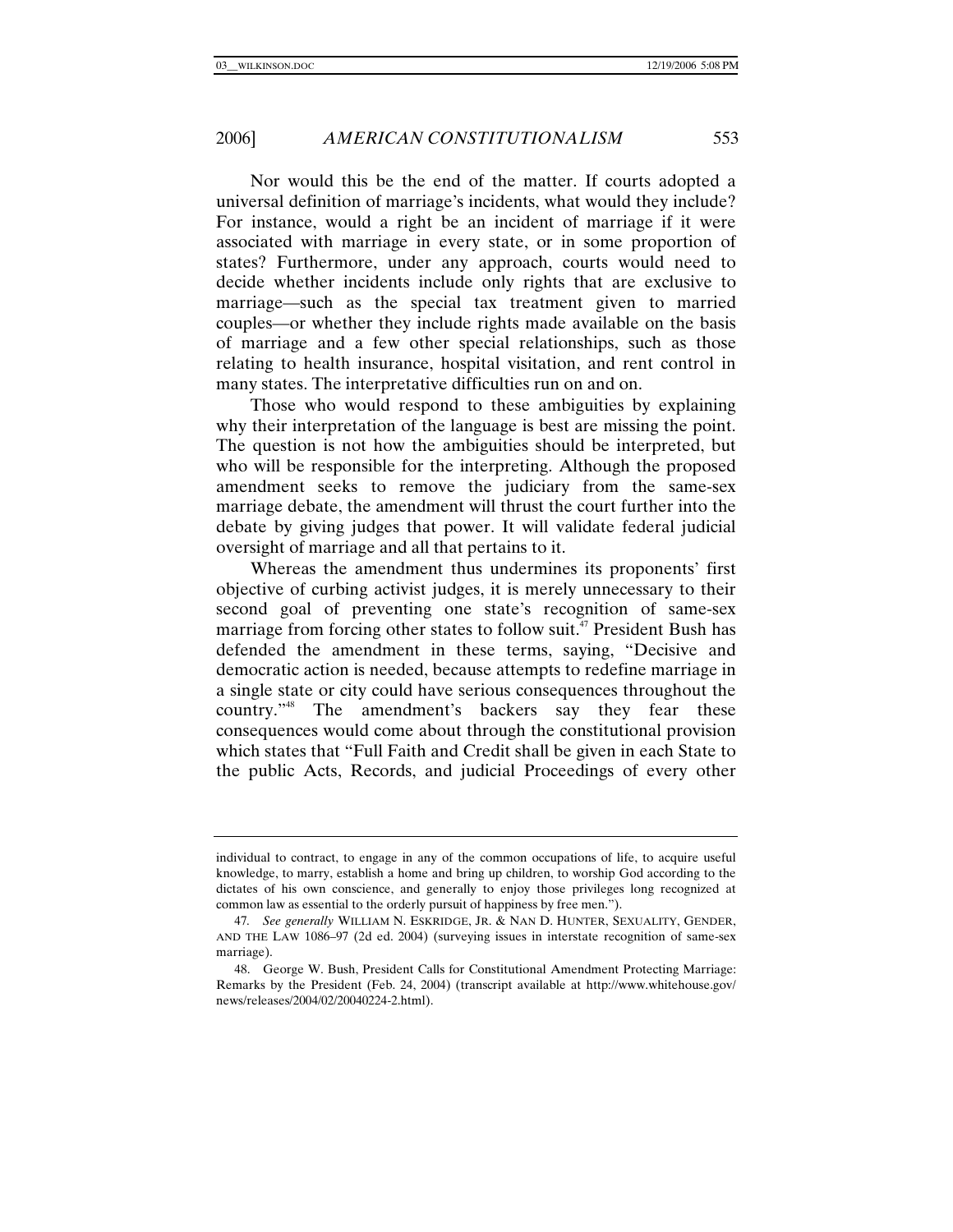Nor would this be the end of the matter. If courts adopted a universal definition of marriage's incidents, what would they include? For instance, would a right be an incident of marriage if it were associated with marriage in every state, or in some proportion of states? Furthermore, under any approach, courts would need to decide whether incidents include only rights that are exclusive to marriage—such as the special tax treatment given to married couples—or whether they include rights made available on the basis of marriage and a few other special relationships, such as those relating to health insurance, hospital visitation, and rent control in many states. The interpretative difficulties run on and on.

Those who would respond to these ambiguities by explaining why their interpretation of the language is best are missing the point. The question is not how the ambiguities should be interpreted, but who will be responsible for the interpreting. Although the proposed amendment seeks to remove the judiciary from the same-sex marriage debate, the amendment will thrust the court further into the debate by giving judges that power. It will validate federal judicial oversight of marriage and all that pertains to it.

Whereas the amendment thus undermines its proponents' first objective of curbing activist judges, it is merely unnecessary to their second goal of preventing one state's recognition of same-sex marriage from forcing other states to follow suit.[47] President Bush has defended the amendment in these terms, saying, "Decisive and democratic action is needed, because attempts to redefine marriage in a single state or city could have serious consequences throughout the country."[48] The amendment's backers say they fear these consequences would come about through the constitutional provision which states that "Full Faith and Credit shall be given in each State to the public Acts, Records, and judicial Proceedings of every other

---

individual to contract, to engage in any of the common occupations of life, to acquire useful knowledge, to marry, establish a home and bring up children, to worship God according to the dictates of his own conscience, and generally to enjoy those privileges long recognized at common law as essential to the orderly pursuit of happiness by free men.").

47. *See generally* WILLIAM N. ESKRIDGE, JR. & NAN D. HUNTER, SEXUALITY, GENDER, AND THE LAW 1086–97 (2d ed. 2004) (surveying issues in interstate recognition of same-sex marriage).

48. George W. Bush, President Calls for Constitutional Amendment Protecting Marriage: Remarks by the President (Feb. 24, 2004) (transcript available at http://www.whitehouse.gov/news/releases/2004/02/20040224-2.html).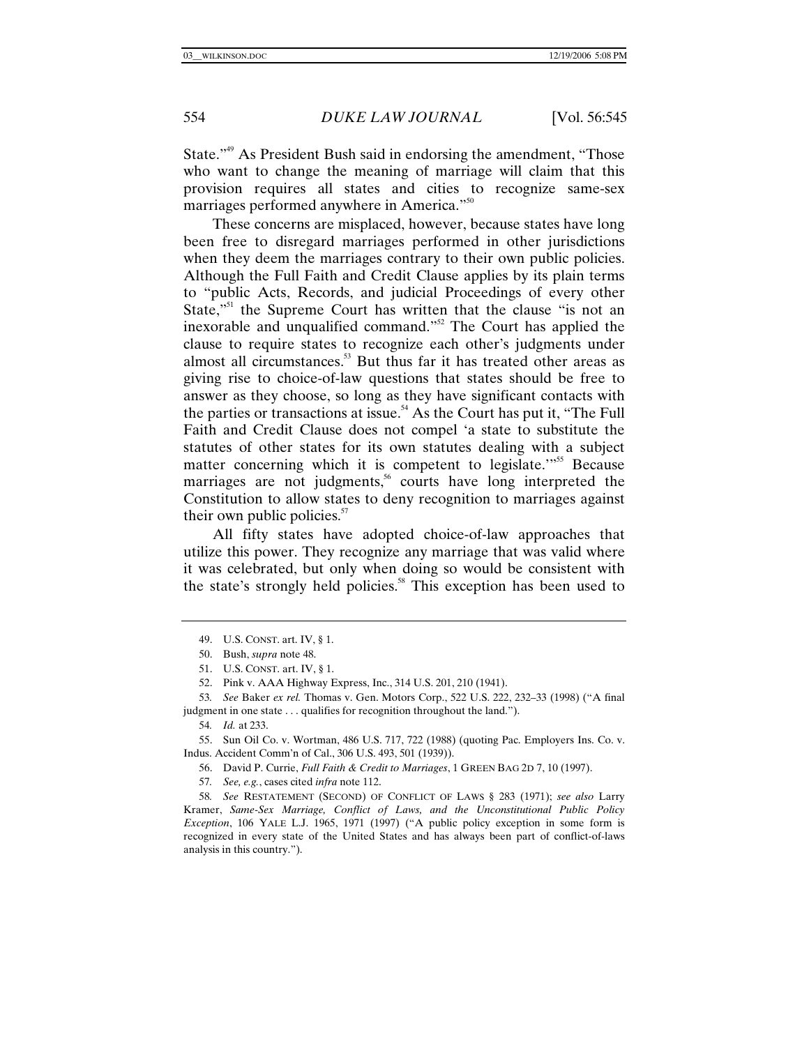State."[49] As President Bush said in endorsing the amendment, "Those who want to change the meaning of marriage will claim that this provision requires all states and cities to recognize same-sex marriages performed anywhere in America."[50]

These concerns are misplaced, however, because states have long been free to disregard marriages performed in other jurisdictions when they deem the marriages contrary to their own public policies. Although the Full Faith and Credit Clause applies by its plain terms to "public Acts, Records, and judicial Proceedings of every other State,"[51] the Supreme Court has written that the clause "is not an inexorable and unqualified command."[52] The Court has applied the clause to require states to recognize each other's judgments under almost all circumstances.[53] But thus far it has treated other areas as giving rise to choice-of-law questions that states should be free to answer as they choose, so long as they have significant contacts with the parties or transactions at issue.[54] As the Court has put it, "The Full Faith and Credit Clause does not compel 'a state to substitute the statutes of other states for its own statutes dealing with a subject matter concerning which it is competent to legislate.'"[55] Because marriages are not judgments,[56] courts have long interpreted the Constitution to allow states to deny recognition to marriages against their own public policies.[57]

All fifty states have adopted choice-of-law approaches that utilize this power. They recognize any marriage that was valid where it was celebrated, but only when doing so would be consistent with the state's strongly held policies.[58] This exception has been used to

---

49. U.S. CONST. art. IV, § 1.

50. Bush, *supra* note 48.

51. U.S. CONST. art. IV, § 1.

52. Pink v. AAA Highway Express, Inc., 314 U.S. 201, 210 (1941).

53. *See* Baker *ex rel.* Thomas v. Gen. Motors Corp., 522 U.S. 222, 232–33 (1998) ("A final judgment in one state . . . qualifies for recognition throughout the land.").

54. *Id.* at 233.

55. Sun Oil Co. v. Wortman, 486 U.S. 717, 722 (1988) (quoting Pac. Employers Ins. Co. v. Indus. Accident Comm'n of Cal., 306 U.S. 493, 501 (1939)).

56. David P. Currie, *Full Faith & Credit to Marriages*, 1 GREEN BAG 2D 7, 10 (1997).

57. *See, e.g.*, cases cited *infra* note 112.

58. *See* RESTATEMENT (SECOND) OF CONFLICT OF LAWS § 283 (1971); *see also* Larry Kramer, *Same-Sex Marriage, Conflict of Laws, and the Unconstitutional Public Policy Exception*, 106 YALE L.J. 1965, 1971 (1997) ("A public policy exception in some form is recognized in every state of the United States and has always been part of conflict-of-laws analysis in this country.").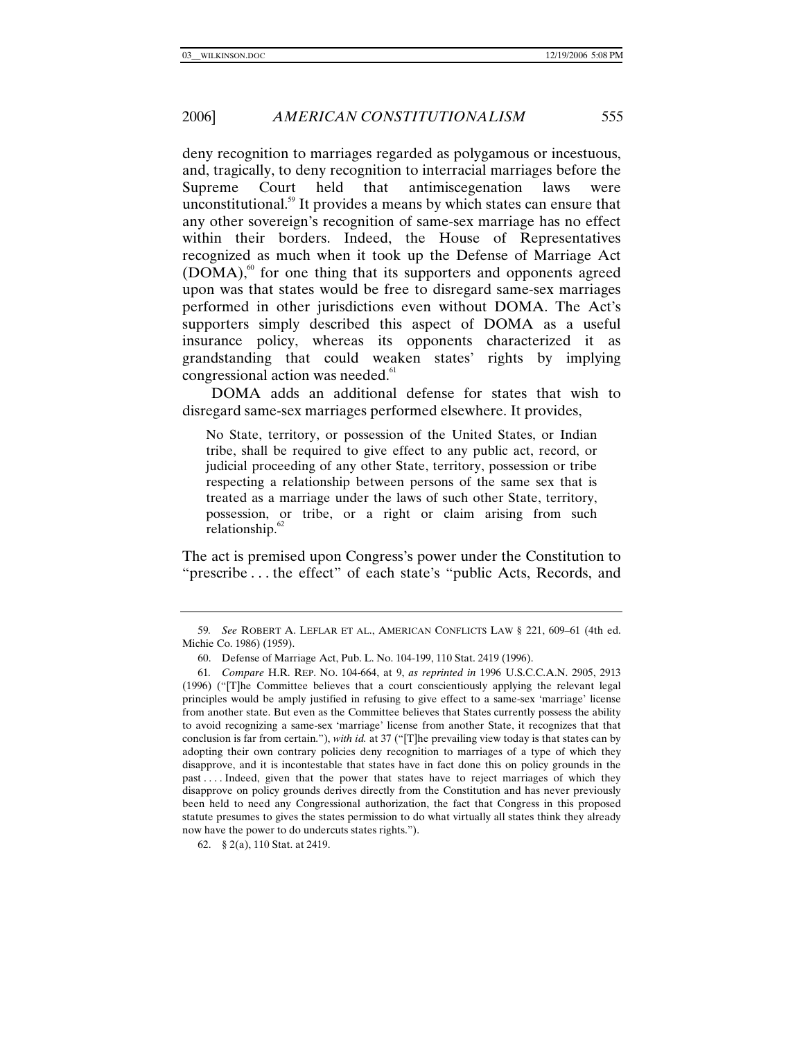deny recognition to marriages regarded as polygamous or incestuous, and, tragically, to deny recognition to interracial marriages before the Supreme Court held that antimiscegenation laws were unconstitutional.[59] It provides a means by which states can ensure that any other sovereign's recognition of same-sex marriage has no effect within their borders. Indeed, the House of Representatives recognized as much when it took up the Defense of Marriage Act (DOMA),[60] for one thing that its supporters and opponents agreed upon was that states would be free to disregard same-sex marriages performed in other jurisdictions even without DOMA. The Act's supporters simply described this aspect of DOMA as a useful insurance policy, whereas its opponents characterized it as grandstanding that could weaken states' rights by implying congressional action was needed.[61]

DOMA adds an additional defense for states that wish to disregard same-sex marriages performed elsewhere. It provides,

> No State, territory, or possession of the United States, or Indian tribe, shall be required to give effect to any public act, record, or judicial proceeding of any other State, territory, possession or tribe respecting a relationship between persons of the same sex that is treated as a marriage under the laws of such other State, territory, possession, or tribe, or a right or claim arising from such relationship.[62]

The act is premised upon Congress's power under the Constitution to "prescribe . . . the effect" of each state's "public Acts, Records, and

---

59. *See* ROBERT A. LEFLAR ET AL., AMERICAN CONFLICTS LAW § 221, 609–61 (4th ed. Michie Co. 1986) (1959).

60. Defense of Marriage Act, Pub. L. No. 104-199, 110 Stat. 2419 (1996).

61. *Compare* H.R. REP. NO. 104-664, at 9, *as reprinted in* 1996 U.S.C.C.A.N. 2905, 2913 (1996) ("[T]he Committee believes that a court conscientiously applying the relevant legal principles would be amply justified in refusing to give effect to a same-sex 'marriage' license from another state. But even as the Committee believes that States currently possess the ability to avoid recognizing a same-sex 'marriage' license from another State, it recognizes that that conclusion is far from certain."), *with id.* at 37 ("[T]he prevailing view today is that states can by adopting their own contrary policies deny recognition to marriages of a type of which they disapprove, and it is incontestable that states have in fact done this on policy grounds in the past . . . . Indeed, given that the power that states have to reject marriages of which they disapprove on policy grounds derives directly from the Constitution and has never previously been held to need any Congressional authorization, the fact that Congress in this proposed statute presumes to gives the states permission to do what virtually all states think they already now have the power to do undercuts states rights.").

62. § 2(a), 110 Stat. at 2419.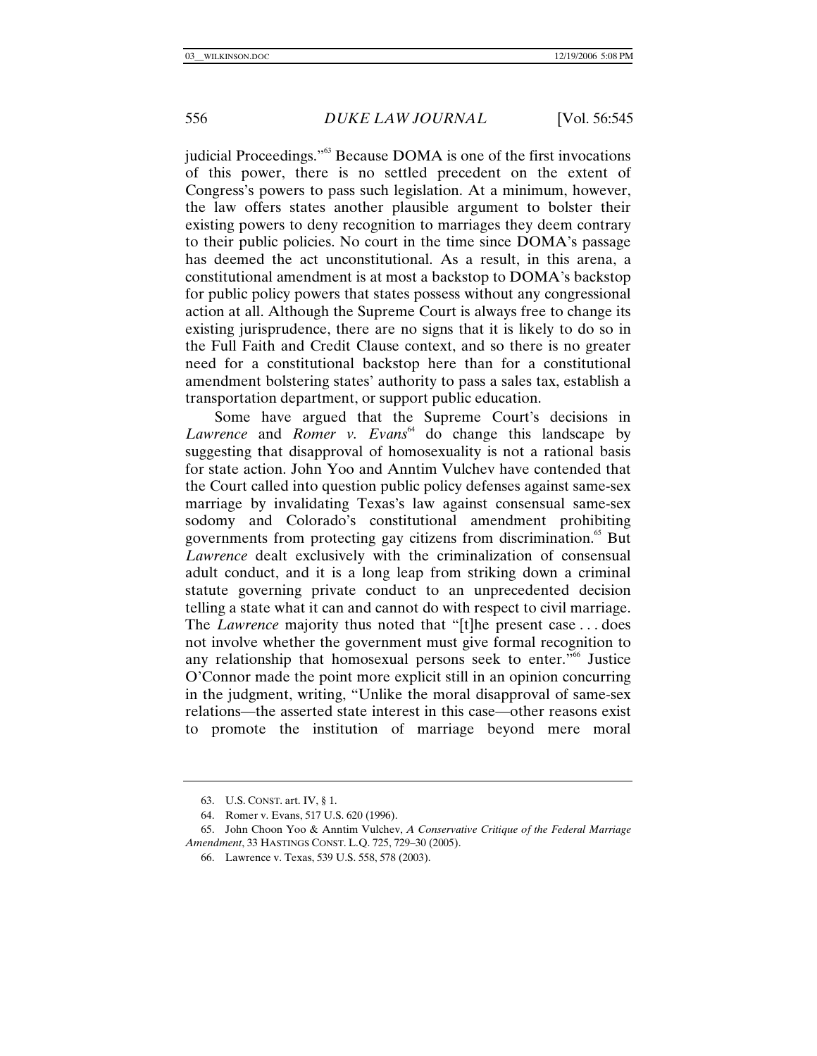judicial Proceedings."[63] Because DOMA is one of the first invocations of this power, there is no settled precedent on the extent of Congress's powers to pass such legislation. At a minimum, however, the law offers states another plausible argument to bolster their existing powers to deny recognition to marriages they deem contrary to their public policies. No court in the time since DOMA's passage has deemed the act unconstitutional. As a result, in this arena, a constitutional amendment is at most a backstop to DOMA's backstop for public policy powers that states possess without any congressional action at all. Although the Supreme Court is always free to change its existing jurisprudence, there are no signs that it is likely to do so in the Full Faith and Credit Clause context, and so there is no greater need for a constitutional backstop here than for a constitutional amendment bolstering states' authority to pass a sales tax, establish a transportation department, or support public education.

Some have argued that the Supreme Court's decisions in *Lawrence* and *Romer v. Evans*[64] do change this landscape by suggesting that disapproval of homosexuality is not a rational basis for state action. John Yoo and Anntim Vulchev have contended that the Court called into question public policy defenses against same-sex marriage by invalidating Texas's law against consensual same-sex sodomy and Colorado's constitutional amendment prohibiting governments from protecting gay citizens from discrimination.[65] But *Lawrence* dealt exclusively with the criminalization of consensual adult conduct, and it is a long leap from striking down a criminal statute governing private conduct to an unprecedented decision telling a state what it can and cannot do with respect to civil marriage. The *Lawrence* majority thus noted that "[t]he present case . . . does not involve whether the government must give formal recognition to any relationship that homosexual persons seek to enter."[66] Justice O'Connor made the point more explicit still in an opinion concurring in the judgment, writing, "Unlike the moral disapproval of same-sex relations—the asserted state interest in this case—other reasons exist to promote the institution of marriage beyond mere moral

---

63. U.S. CONST. art. IV, § 1.

64. Romer v. Evans, 517 U.S. 620 (1996).

65. John Choon Yoo & Anntim Vulchev, *A Conservative Critique of the Federal Marriage Amendment*, 33 HASTINGS CONST. L.Q. 725, 729–30 (2005).

66. Lawrence v. Texas, 539 U.S. 558, 578 (2003).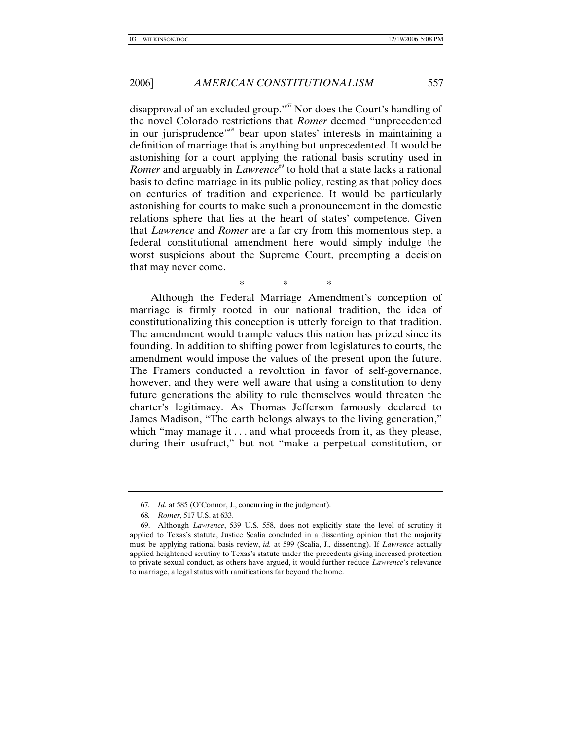disapproval of an excluded group."[67] Nor does the Court's handling of the novel Colorado restrictions that *Romer* deemed "unprecedented in our jurisprudence"[68] bear upon states' interests in maintaining a definition of marriage that is anything but unprecedented. It would be astonishing for a court applying the rational basis scrutiny used in *Romer* and arguably in *Lawrence*[69] to hold that a state lacks a rational basis to define marriage in its public policy, resting as that policy does on centuries of tradition and experience. It would be particularly astonishing for courts to make such a pronouncement in the domestic relations sphere that lies at the heart of states' competence. Given that *Lawrence* and *Romer* are a far cry from this momentous step, a federal constitutional amendment here would simply indulge the worst suspicions about the Supreme Court, preempting a decision that may never come.

\* \* \*

Although the Federal Marriage Amendment's conception of marriage is firmly rooted in our national tradition, the idea of constitutionalizing this conception is utterly foreign to that tradition. The amendment would trample values this nation has prized since its founding. In addition to shifting power from legislatures to courts, the amendment would impose the values of the present upon the future. The Framers conducted a revolution in favor of self-governance, however, and they were well aware that using a constitution to deny future generations the ability to rule themselves would threaten the charter's legitimacy. As Thomas Jefferson famously declared to James Madison, "The earth belongs always to the living generation," which "may manage it . . . and what proceeds from it, as they please, during their usufruct," but not "make a perpetual constitution, or

---

67. *Id.* at 585 (O'Connor, J., concurring in the judgment).

68. *Romer*, 517 U.S. at 633.

69. Although *Lawrence*, 539 U.S. 558, does not explicitly state the level of scrutiny it applied to Texas's statute, Justice Scalia concluded in a dissenting opinion that the majority must be applying rational basis review, *id.* at 599 (Scalia, J., dissenting). If *Lawrence* actually applied heightened scrutiny to Texas's statute under the precedents giving increased protection to private sexual conduct, as others have argued, it would further reduce *Lawrence*'s relevance to marriage, a legal status with ramifications far beyond the home.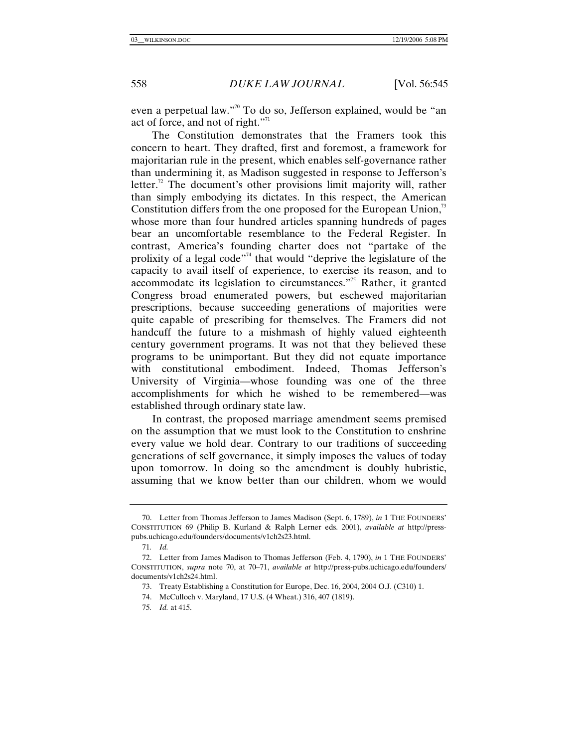even a perpetual law."[70] To do so, Jefferson explained, would be "an act of force, and not of right."[71]

The Constitution demonstrates that the Framers took this concern to heart. They drafted, first and foremost, a framework for majoritarian rule in the present, which enables self-governance rather than undermining it, as Madison suggested in response to Jefferson's letter.[72] The document's other provisions limit majority will, rather than simply embodying its dictates. In this respect, the American Constitution differs from the one proposed for the European Union,[73] whose more than four hundred articles spanning hundreds of pages bear an uncomfortable resemblance to the Federal Register. In contrast, America's founding charter does not "partake of the prolixity of a legal code"[74] that would "deprive the legislature of the capacity to avail itself of experience, to exercise its reason, and to accommodate its legislation to circumstances."[75] Rather, it granted Congress broad enumerated powers, but eschewed majoritarian prescriptions, because succeeding generations of majorities were quite capable of prescribing for themselves. The Framers did not handcuff the future to a mishmash of highly valued eighteenth century government programs. It was not that they believed these programs to be unimportant. But they did not equate importance with constitutional embodiment. Indeed, Thomas Jefferson's University of Virginia—whose founding was one of the three accomplishments for which he wished to be remembered—was established through ordinary state law.

In contrast, the proposed marriage amendment seems premised on the assumption that we must look to the Constitution to enshrine every value we hold dear. Contrary to our traditions of succeeding generations of self governance, it simply imposes the values of today upon tomorrow. In doing so the amendment is doubly hubristic, assuming that we know better than our children, whom we would

---

70. Letter from Thomas Jefferson to James Madison (Sept. 6, 1789), *in* 1 THE FOUNDERS' CONSTITUTION 69 (Philip B. Kurland & Ralph Lerner eds. 2001), *available at* http://press-pubs.uchicago.edu/founders/documents/v1ch2s23.html.

71. *Id.*

72. Letter from James Madison to Thomas Jefferson (Feb. 4, 1790), *in* 1 THE FOUNDERS' CONSTITUTION, *supra* note 70, at 70–71, *available at* http://press-pubs.uchicago.edu/founders/documents/v1ch2s24.html.

73. Treaty Establishing a Constitution for Europe, Dec. 16, 2004, 2004 O.J. (C310) 1.

74. McCulloch v. Maryland, 17 U.S. (4 Wheat.) 316, 407 (1819).

75. *Id.* at 415.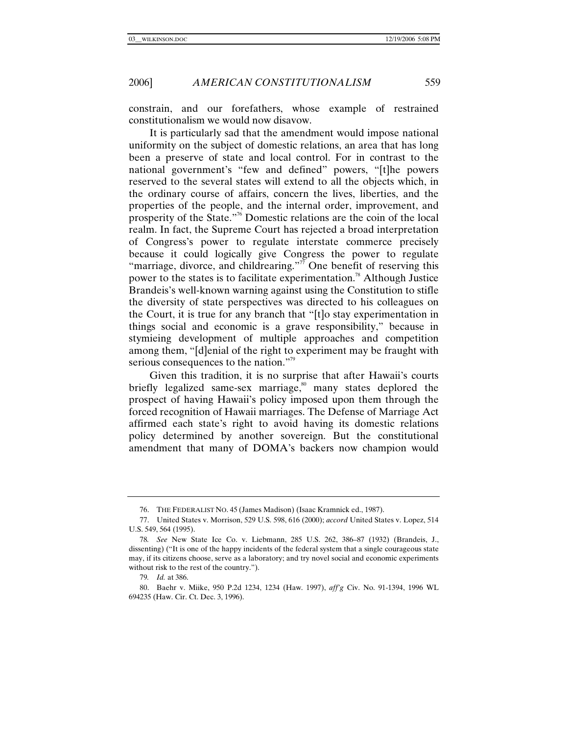constrain, and our forefathers, whose example of restrained constitutionalism we would now disavow.

It is particularly sad that the amendment would impose national uniformity on the subject of domestic relations, an area that has long been a preserve of state and local control. For in contrast to the national government's "few and defined" powers, "[t]he powers reserved to the several states will extend to all the objects which, in the ordinary course of affairs, concern the lives, liberties, and the properties of the people, and the internal order, improvement, and prosperity of the State."[76] Domestic relations are the coin of the local realm. In fact, the Supreme Court has rejected a broad interpretation of Congress's power to regulate interstate commerce precisely because it could logically give Congress the power to regulate "marriage, divorce, and childrearing."[77] One benefit of reserving this power to the states is to facilitate experimentation.[78] Although Justice Brandeis's well-known warning against using the Constitution to stifle the diversity of state perspectives was directed to his colleagues on the Court, it is true for any branch that "[t]o stay experimentation in things social and economic is a grave responsibility," because in stymieing development of multiple approaches and competition among them, "[d]enial of the right to experiment may be fraught with serious consequences to the nation."[79]

Given this tradition, it is no surprise that after Hawaii's courts briefly legalized same-sex marriage,[80] many states deplored the prospect of having Hawaii's policy imposed upon them through the forced recognition of Hawaii marriages. The Defense of Marriage Act affirmed each state's right to avoid having its domestic relations policy determined by another sovereign. But the constitutional amendment that many of DOMA's backers now champion would

---

76. THE FEDERALIST NO. 45 (James Madison) (Isaac Kramnick ed., 1987).

77. United States v. Morrison, 529 U.S. 598, 616 (2000); *accord* United States v. Lopez, 514 U.S. 549, 564 (1995).

78. *See* New State Ice Co. v. Liebmann, 285 U.S. 262, 386–87 (1932) (Brandeis, J., dissenting) ("It is one of the happy incidents of the federal system that a single courageous state may, if its citizens choose, serve as a laboratory; and try novel social and economic experiments without risk to the rest of the country.").

79. *Id.* at 386.

80. Baehr v. Miike, 950 P.2d 1234, 1234 (Haw. 1997), *aff'g* Civ. No. 91-1394, 1996 WL 694235 (Haw. Cir. Ct. Dec. 3, 1996).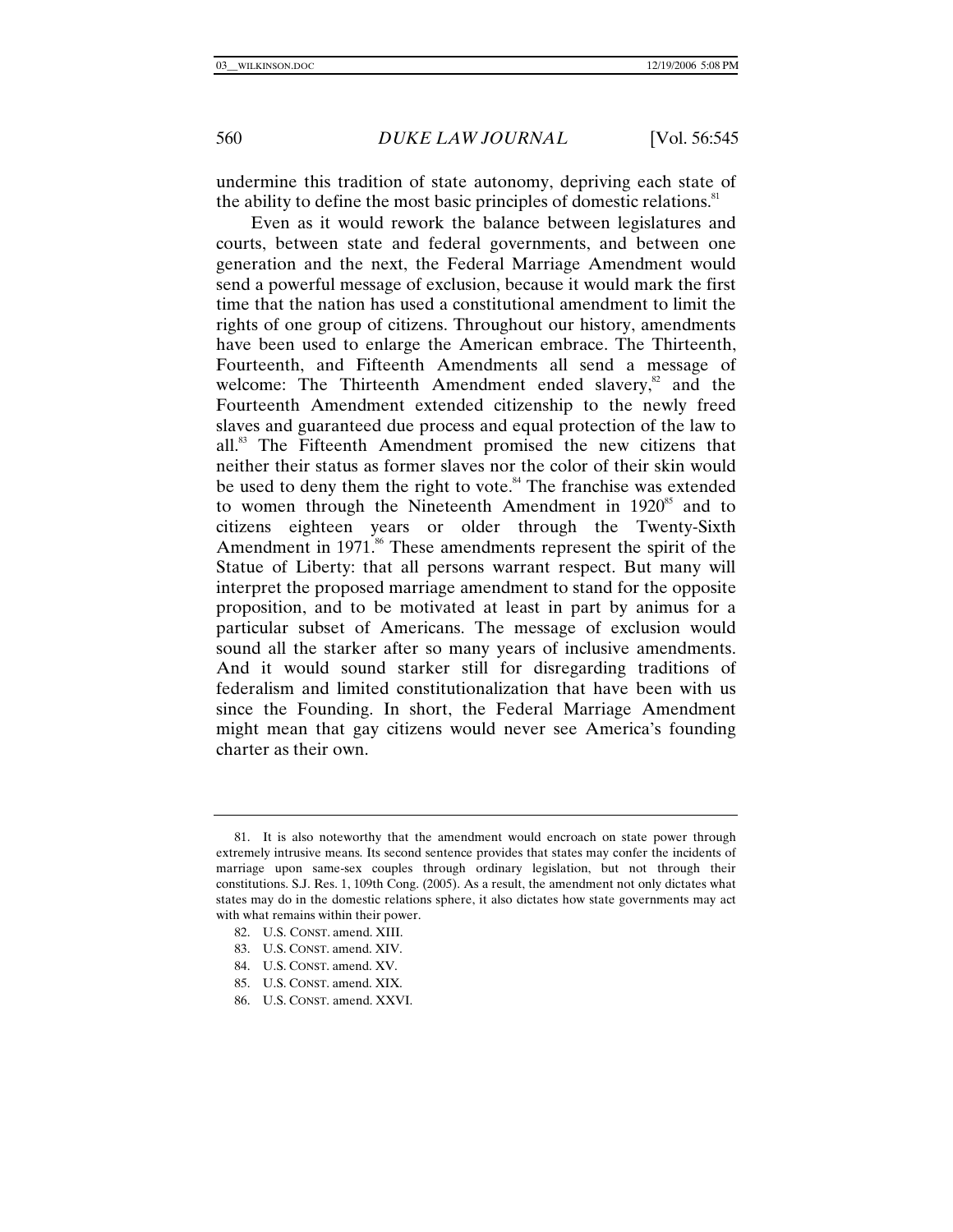undermine this tradition of state autonomy, depriving each state of the ability to define the most basic principles of domestic relations.[81]

Even as it would rework the balance between legislatures and courts, between state and federal governments, and between one generation and the next, the Federal Marriage Amendment would send a powerful message of exclusion, because it would mark the first time that the nation has used a constitutional amendment to limit the rights of one group of citizens. Throughout our history, amendments have been used to enlarge the American embrace. The Thirteenth, Fourteenth, and Fifteenth Amendments all send a message of welcome: The Thirteenth Amendment ended slavery,[82] and the Fourteenth Amendment extended citizenship to the newly freed slaves and guaranteed due process and equal protection of the law to all.[83] The Fifteenth Amendment promised the new citizens that neither their status as former slaves nor the color of their skin would be used to deny them the right to vote.[84] The franchise was extended to women through the Nineteenth Amendment in 1920[85] and to citizens eighteen years or older through the Twenty-Sixth Amendment in 1971.[86] These amendments represent the spirit of the Statue of Liberty: that all persons warrant respect. But many will interpret the proposed marriage amendment to stand for the opposite proposition, and to be motivated at least in part by animus for a particular subset of Americans. The message of exclusion would sound all the starker after so many years of inclusive amendments. And it would sound starker still for disregarding traditions of federalism and limited constitutionalization that have been with us since the Founding. In short, the Federal Marriage Amendment might mean that gay citizens would never see America's founding charter as their own.

---

81. It is also noteworthy that the amendment would encroach on state power through extremely intrusive means. Its second sentence provides that states may confer the incidents of marriage upon same-sex couples through ordinary legislation, but not through their constitutions. S.J. Res. 1, 109th Cong. (2005). As a result, the amendment not only dictates what states may do in the domestic relations sphere, it also dictates how state governments may act with what remains within their power.

82. U.S. CONST. amend. XIII.

83. U.S. CONST. amend. XIV.

84. U.S. CONST. amend. XV.

85. U.S. CONST. amend. XIX.

86. U.S. CONST. amend. XXVI.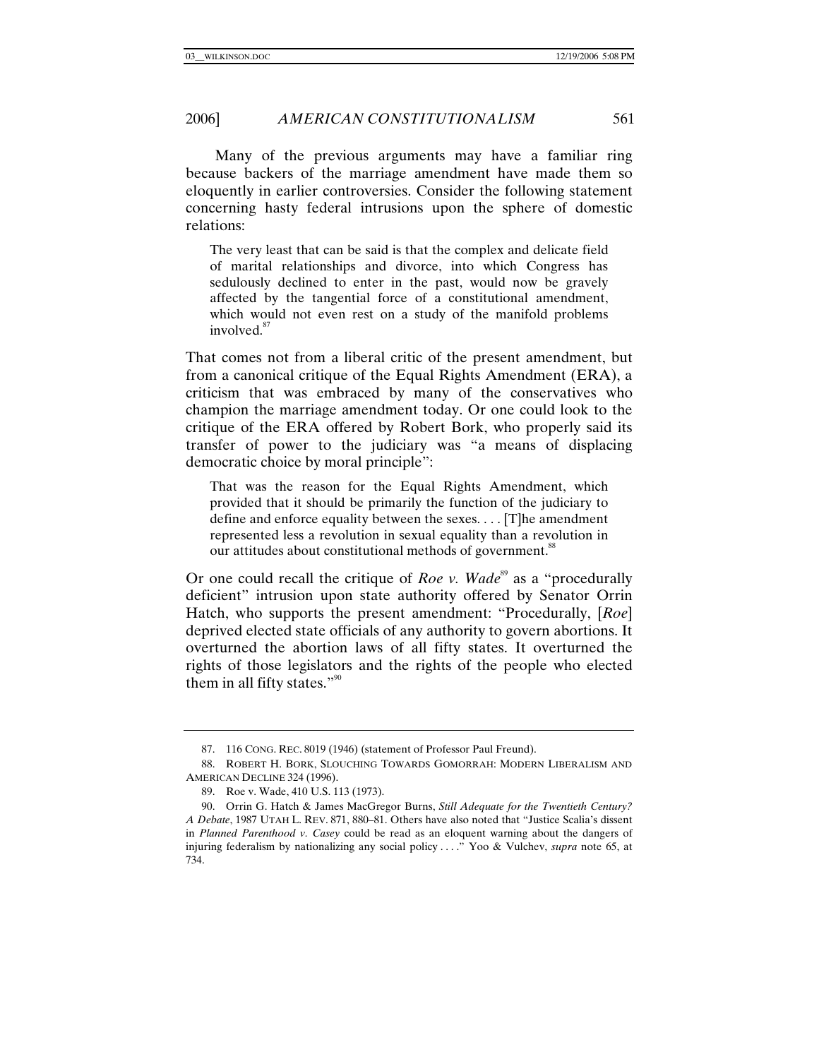Many of the previous arguments may have a familiar ring because backers of the marriage amendment have made them so eloquently in earlier controversies. Consider the following statement concerning hasty federal intrusions upon the sphere of domestic relations:

> The very least that can be said is that the complex and delicate field of marital relationships and divorce, into which Congress has sedulously declined to enter in the past, would now be gravely affected by the tangential force of a constitutional amendment, which would not even rest on a study of the manifold problems involved.[87]

That comes not from a liberal critic of the present amendment, but from a canonical critique of the Equal Rights Amendment (ERA), a criticism that was embraced by many of the conservatives who champion the marriage amendment today. Or one could look to the critique of the ERA offered by Robert Bork, who properly said its transfer of power to the judiciary was "a means of displacing democratic choice by moral principle":

> That was the reason for the Equal Rights Amendment, which provided that it should be primarily the function of the judiciary to define and enforce equality between the sexes. . . . [T]he amendment represented less a revolution in sexual equality than a revolution in our attitudes about constitutional methods of government.[88]

Or one could recall the critique of *Roe v. Wade*[89] as a "procedurally deficient" intrusion upon state authority offered by Senator Orrin Hatch, who supports the present amendment: "Procedurally, [*Roe*] deprived elected state officials of any authority to govern abortions. It overturned the abortion laws of all fifty states. It overturned the rights of those legislators and the rights of the people who elected them in all fifty states."[90]

---

87. 116 CONG. REC. 8019 (1946) (statement of Professor Paul Freund).

88. ROBERT H. BORK, SLOUCHING TOWARDS GOMORRAH: MODERN LIBERALISM AND AMERICAN DECLINE 324 (1996).

89. Roe v. Wade, 410 U.S. 113 (1973).

90. Orrin G. Hatch & James MacGregor Burns, *Still Adequate for the Twentieth Century? A Debate*, 1987 UTAH L. REV. 871, 880–81. Others have also noted that "Justice Scalia's dissent in *Planned Parenthood v. Casey* could be read as an eloquent warning about the dangers of injuring federalism by nationalizing any social policy . . . ." Yoo & Vulchev, *supra* note 65, at 734.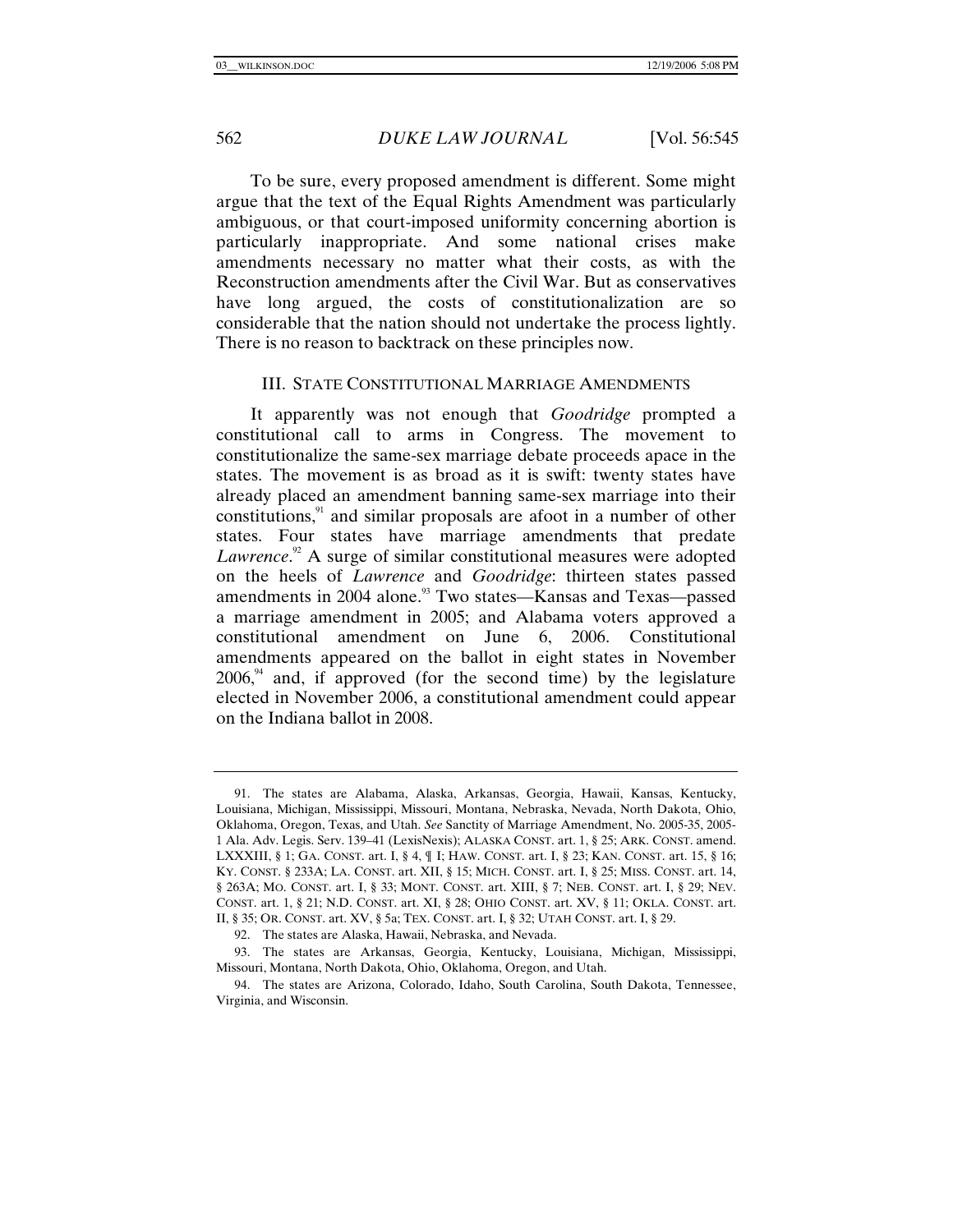To be sure, every proposed amendment is different. Some might argue that the text of the Equal Rights Amendment was particularly ambiguous, or that court-imposed uniformity concerning abortion is particularly inappropriate. And some national crises make amendments necessary no matter what their costs, as with the Reconstruction amendments after the Civil War. But as conservatives have long argued, the costs of constitutionalization are so considerable that the nation should not undertake the process lightly. There is no reason to backtrack on these principles now.

## III. STATE CONSTITUTIONAL MARRIAGE AMENDMENTS

It apparently was not enough that *Goodridge* prompted a constitutional call to arms in Congress. The movement to constitutionalize the same-sex marriage debate proceeds apace in the states. The movement is as broad as it is swift: twenty states have already placed an amendment banning same-sex marriage into their constitutions,[91] and similar proposals are afoot in a number of other states. Four states have marriage amendments that predate *Lawrence*.[92] A surge of similar constitutional measures were adopted on the heels of *Lawrence* and *Goodridge*: thirteen states passed amendments in 2004 alone.[93] Two states—Kansas and Texas—passed a marriage amendment in 2005; and Alabama voters approved a constitutional amendment on June 6, 2006. Constitutional amendments appeared on the ballot in eight states in November 2006,[94] and, if approved (for the second time) by the legislature elected in November 2006, a constitutional amendment could appear on the Indiana ballot in 2008.

---

91. The states are Alabama, Alaska, Arkansas, Georgia, Hawaii, Kansas, Kentucky, Louisiana, Michigan, Mississippi, Missouri, Montana, Nebraska, Nevada, North Dakota, Ohio, Oklahoma, Oregon, Texas, and Utah. *See* Sanctity of Marriage Amendment, No. 2005-35, 2005-1 Ala. Adv. Legis. Serv. 139–41 (LexisNexis); ALASKA CONST. art. 1, § 25; ARK. CONST. amend. LXXXIII, § 1; GA. CONST. art. I, § 4, ¶ I; HAW. CONST. art. I, § 23; KAN. CONST. art. 15, § 16; KY. CONST. § 233A; LA. CONST. art. XII, § 15; MICH. CONST. art. I, § 25; MISS. CONST. art. 14, § 263A; MO. CONST. art. I, § 33; MONT. CONST. art. XIII, § 7; NEB. CONST. art. I, § 29; NEV. CONST. art. 1, § 21; N.D. CONST. art. XI, § 28; OHIO CONST. art. XV, § 11; OKLA. CONST. art. II, § 35; OR. CONST. art. XV, § 5a; TEX. CONST. art. I, § 32; UTAH CONST. art. I, § 29.

92. The states are Alaska, Hawaii, Nebraska, and Nevada.

93. The states are Arkansas, Georgia, Kentucky, Louisiana, Michigan, Mississippi, Missouri, Montana, North Dakota, Ohio, Oklahoma, Oregon, and Utah.

94. The states are Arizona, Colorado, Idaho, South Carolina, South Dakota, Tennessee, Virginia, and Wisconsin.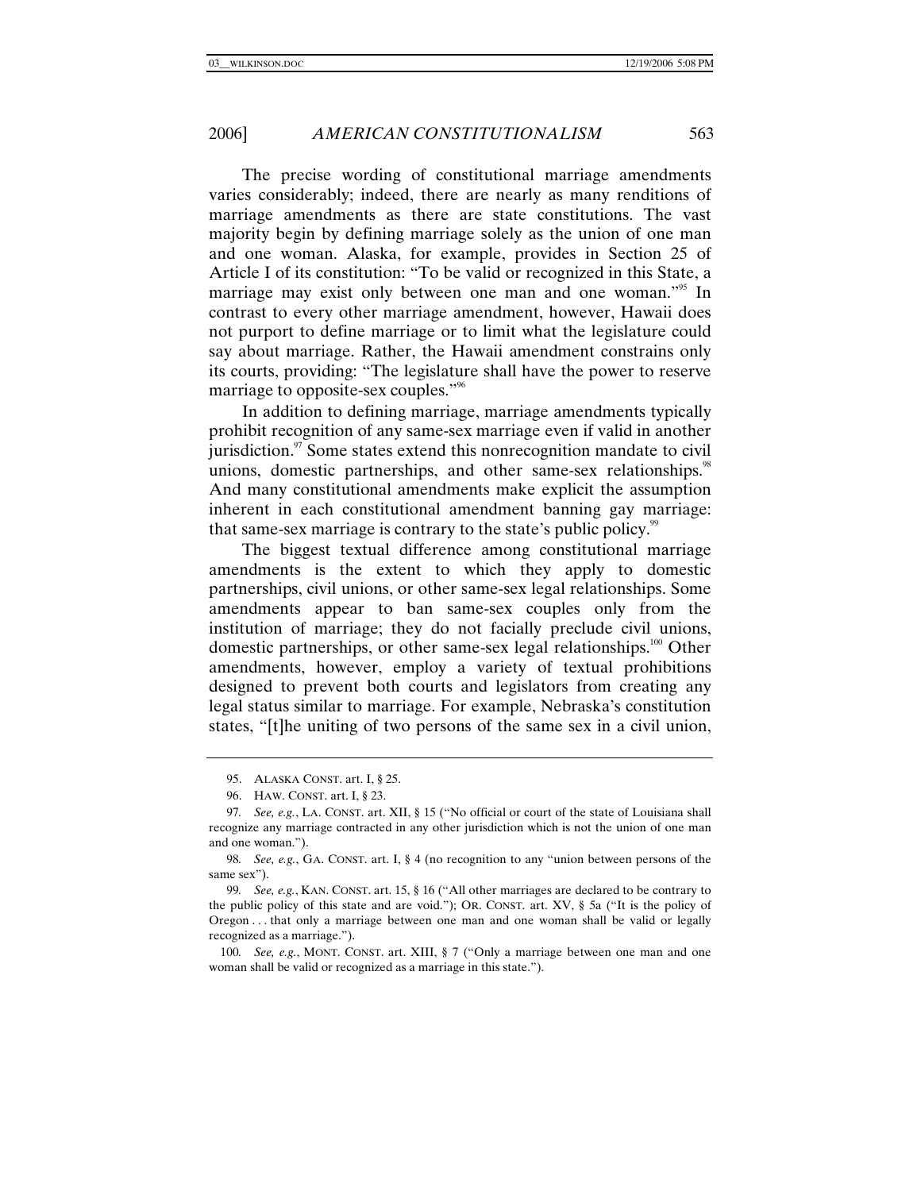The precise wording of constitutional marriage amendments varies considerably; indeed, there are nearly as many renditions of marriage amendments as there are state constitutions. The vast majority begin by defining marriage solely as the union of one man and one woman. Alaska, for example, provides in Section 25 of Article I of its constitution: "To be valid or recognized in this State, a marriage may exist only between one man and one woman."[95] In contrast to every other marriage amendment, however, Hawaii does not purport to define marriage or to limit what the legislature could say about marriage. Rather, the Hawaii amendment constrains only its courts, providing: "The legislature shall have the power to reserve marriage to opposite-sex couples."[96]

In addition to defining marriage, marriage amendments typically prohibit recognition of any same-sex marriage even if valid in another jurisdiction.[97] Some states extend this nonrecognition mandate to civil unions, domestic partnerships, and other same-sex relationships.[98] And many constitutional amendments make explicit the assumption inherent in each constitutional amendment banning gay marriage: that same-sex marriage is contrary to the state's public policy.[99]

The biggest textual difference among constitutional marriage amendments is the extent to which they apply to domestic partnerships, civil unions, or other same-sex legal relationships. Some amendments appear to ban same-sex couples only from the institution of marriage; they do not facially preclude civil unions, domestic partnerships, or other same-sex legal relationships.[100] Other amendments, however, employ a variety of textual prohibitions designed to prevent both courts and legislators from creating any legal status similar to marriage. For example, Nebraska's constitution states, "[t]he uniting of two persons of the same sex in a civil union,

---

95. ALASKA CONST. art. I, § 25.

96. HAW. CONST. art. I, § 23.

97. *See, e.g.*, LA. CONST. art. XII, § 15 ("No official or court of the state of Louisiana shall recognize any marriage contracted in any other jurisdiction which is not the union of one man and one woman.").

98. *See, e.g.*, GA. CONST. art. I, § 4 (no recognition to any "union between persons of the same sex").

99. *See, e.g.*, KAN. CONST. art. 15, § 16 ("All other marriages are declared to be contrary to the public policy of this state and are void."); OR. CONST. art. XV, § 5a ("It is the policy of Oregon . . . that only a marriage between one man and one woman shall be valid or legally recognized as a marriage.").

100. *See, e.g.*, MONT. CONST. art. XIII, § 7 ("Only a marriage between one man and one woman shall be valid or recognized as a marriage in this state.").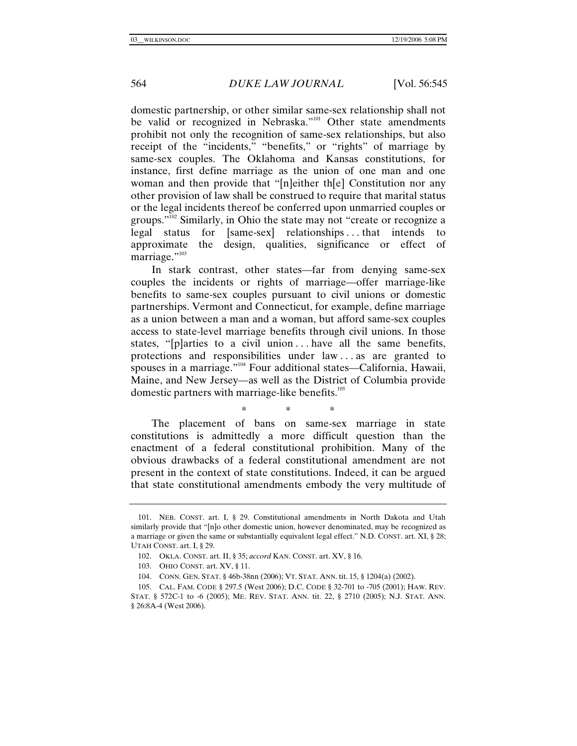domestic partnership, or other similar same-sex relationship shall not be valid or recognized in Nebraska."[101] Other state amendments prohibit not only the recognition of same-sex relationships, but also receipt of the "incidents," "benefits," or "rights" of marriage by same-sex couples. The Oklahoma and Kansas constitutions, for instance, first define marriage as the union of one man and one woman and then provide that "[n]either th[e] Constitution nor any other provision of law shall be construed to require that marital status or the legal incidents thereof be conferred upon unmarried couples or groups."[102] Similarly, in Ohio the state may not "create or recognize a legal status for [same-sex] relationships . . . that intends to approximate the design, qualities, significance or effect of marriage."[103]

In stark contrast, other states—far from denying same-sex couples the incidents or rights of marriage—offer marriage-like benefits to same-sex couples pursuant to civil unions or domestic partnerships. Vermont and Connecticut, for example, define marriage as a union between a man and a woman, but afford same-sex couples access to state-level marriage benefits through civil unions. In those states, "[p]arties to a civil union . . . have all the same benefits, protections and responsibilities under law . . . as are granted to spouses in a marriage."[104] Four additional states—California, Hawaii, Maine, and New Jersey—as well as the District of Columbia provide domestic partners with marriage-like benefits.[105]

\* \* \*

The placement of bans on same-sex marriage in state constitutions is admittedly a more difficult question than the enactment of a federal constitutional prohibition. Many of the obvious drawbacks of a federal constitutional amendment are not present in the context of state constitutions. Indeed, it can be argued that state constitutional amendments embody the very multitude of

---

101. NEB. CONST. art. I, § 29. Constitutional amendments in North Dakota and Utah similarly provide that "[n]o other domestic union, however denominated, may be recognized as a marriage or given the same or substantially equivalent legal effect." N.D. CONST. art. XI, § 28; UTAH CONST. art. I, § 29.

102. OKLA. CONST. art. II, § 35; *accord* KAN. CONST. art. XV, § 16.

103. OHIO CONST. art. XV, § 11.

104. CONN. GEN. STAT. § 46b-38nn (2006); VT. STAT. ANN. tit. 15, § 1204(a) (2002).

105. CAL. FAM. CODE § 297.5 (West 2006); D.C. CODE § 32-701 to -705 (2001); HAW. REV. STAT. § 572C-1 to -6 (2005); ME. REV. STAT. ANN. tit. 22, § 2710 (2005); N.J. STAT. ANN. § 26:8A-4 (West 2006).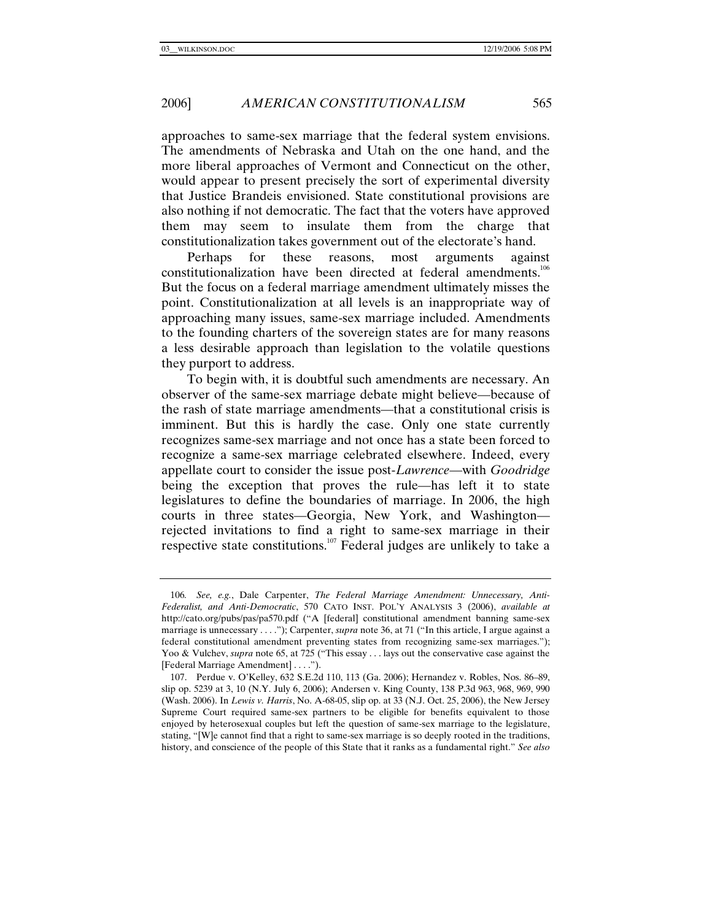approaches to same-sex marriage that the federal system envisions. The amendments of Nebraska and Utah on the one hand, and the more liberal approaches of Vermont and Connecticut on the other, would appear to present precisely the sort of experimental diversity that Justice Brandeis envisioned. State constitutional provisions are also nothing if not democratic. The fact that the voters have approved them may seem to insulate them from the charge that constitutionalization takes government out of the electorate's hand.

Perhaps for these reasons, most arguments against constitutionalization have been directed at federal amendments.[106] But the focus on a federal marriage amendment ultimately misses the point. Constitutionalization at all levels is an inappropriate way of approaching many issues, same-sex marriage included. Amendments to the founding charters of the sovereign states are for many reasons a less desirable approach than legislation to the volatile questions they purport to address.

To begin with, it is doubtful such amendments are necessary. An observer of the same-sex marriage debate might believe—because of the rash of state marriage amendments—that a constitutional crisis is imminent. But this is hardly the case. Only one state currently recognizes same-sex marriage and not once has a state been forced to recognize a same-sex marriage celebrated elsewhere. Indeed, every appellate court to consider the issue post-*Lawrence*—with *Goodridge* being the exception that proves the rule—has left it to state legislatures to define the boundaries of marriage. In 2006, the high courts in three states—Georgia, New York, and Washington—rejected invitations to find a right to same-sex marriage in their respective state constitutions.[107] Federal judges are unlikely to take a

---

106. *See, e.g.*, Dale Carpenter, *The Federal Marriage Amendment: Unnecessary, Anti-Federalist, and Anti-Democratic*, 570 CATO INST. POL'Y ANALYSIS 3 (2006), *available at* http://cato.org/pubs/pas/pa570.pdf ("A [federal] constitutional amendment banning same-sex marriage is unnecessary . . . ."); Carpenter, *supra* note 36, at 71 ("In this article, I argue against a federal constitutional amendment preventing states from recognizing same-sex marriages."); Yoo & Vulchev, *supra* note 65, at 725 ("This essay . . . lays out the conservative case against the [Federal Marriage Amendment] . . . .").

107. Perdue v. O'Kelley, 632 S.E.2d 110, 113 (Ga. 2006); Hernandez v. Robles, Nos. 86–89, slip op. 5239 at 3, 10 (N.Y. July 6, 2006); Andersen v. King County, 138 P.3d 963, 968, 969, 990 (Wash. 2006). In *Lewis v. Harris*, No. A-68-05, slip op. at 33 (N.J. Oct. 25, 2006), the New Jersey Supreme Court required same-sex partners to be eligible for benefits equivalent to those enjoyed by heterosexual couples but left the question of same-sex marriage to the legislature, stating, "[W]e cannot find that a right to same-sex marriage is so deeply rooted in the traditions, history, and conscience of the people of this State that it ranks as a fundamental right." *See also*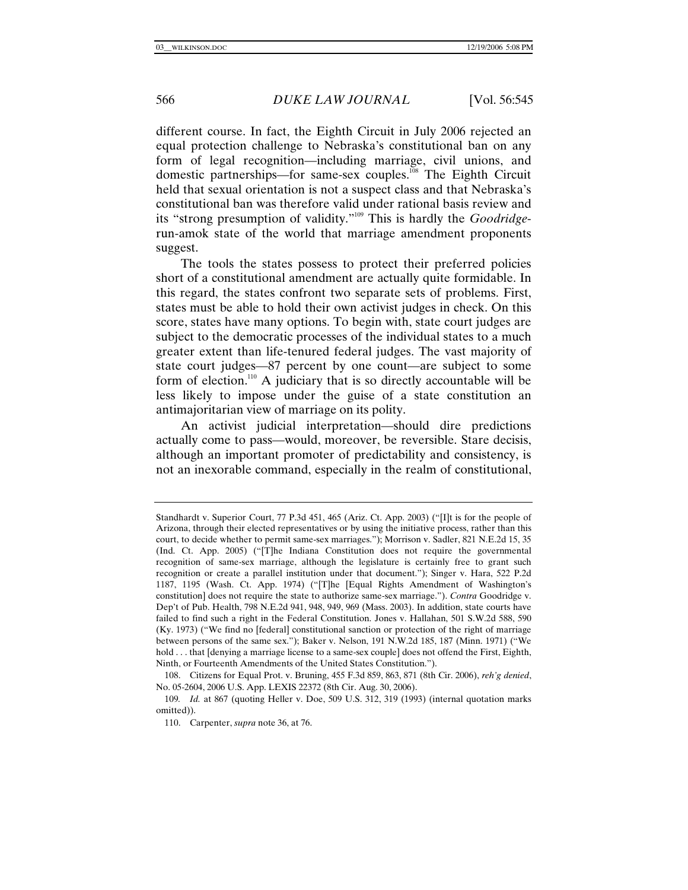different course. In fact, the Eighth Circuit in July 2006 rejected an equal protection challenge to Nebraska's constitutional ban on any form of legal recognition—including marriage, civil unions, and domestic partnerships—for same-sex couples.[108] The Eighth Circuit held that sexual orientation is not a suspect class and that Nebraska's constitutional ban was therefore valid under rational basis review and its "strong presumption of validity."[109] This is hardly the *Goodridge*-run-amok state of the world that marriage amendment proponents suggest.

The tools the states possess to protect their preferred policies short of a constitutional amendment are actually quite formidable. In this regard, the states confront two separate sets of problems. First, states must be able to hold their own activist judges in check. On this score, states have many options. To begin with, state court judges are subject to the democratic processes of the individual states to a much greater extent than life-tenured federal judges. The vast majority of state court judges—87 percent by one count—are subject to some form of election.[110] A judiciary that is so directly accountable will be less likely to impose under the guise of a state constitution an antimajoritarian view of marriage on its polity.

An activist judicial interpretation—should dire predictions actually come to pass—would, moreover, be reversible. Stare decisis, although an important promoter of predictability and consistency, is not an inexorable command, especially in the realm of constitutional,

---

Standhardt v. Superior Court, 77 P.3d 451, 465 (Ariz. Ct. App. 2003) ("[I]t is for the people of Arizona, through their elected representatives or by using the initiative process, rather than this court, to decide whether to permit same-sex marriages."); Morrison v. Sadler, 821 N.E.2d 15, 35 (Ind. Ct. App. 2005) ("[T]he Indiana Constitution does not require the governmental recognition of same-sex marriage, although the legislature is certainly free to grant such recognition or create a parallel institution under that document."); Singer v. Hara, 522 P.2d 1187, 1195 (Wash. Ct. App. 1974) ("[T]he [Equal Rights Amendment of Washington's constitution] does not require the state to authorize same-sex marriage."). *Contra* Goodridge v. Dep't of Pub. Health, 798 N.E.2d 941, 948, 949, 969 (Mass. 2003). In addition, state courts have failed to find such a right in the Federal Constitution. Jones v. Hallahan, 501 S.W.2d 588, 590 (Ky. 1973) ("We find no [federal] constitutional sanction or protection of the right of marriage between persons of the same sex."); Baker v. Nelson, 191 N.W.2d 185, 187 (Minn. 1971) ("We hold . . . that [denying a marriage license to a same-sex couple] does not offend the First, Eighth, Ninth, or Fourteenth Amendments of the United States Constitution.").

108. Citizens for Equal Prot. v. Bruning, 455 F.3d 859, 863, 871 (8th Cir. 2006), *reh'g denied*, No. 05-2604, 2006 U.S. App. LEXIS 22372 (8th Cir. Aug. 30, 2006).

109. *Id.* at 867 (quoting Heller v. Doe, 509 U.S. 312, 319 (1993) (internal quotation marks omitted)).

110. Carpenter, *supra* note 36, at 76.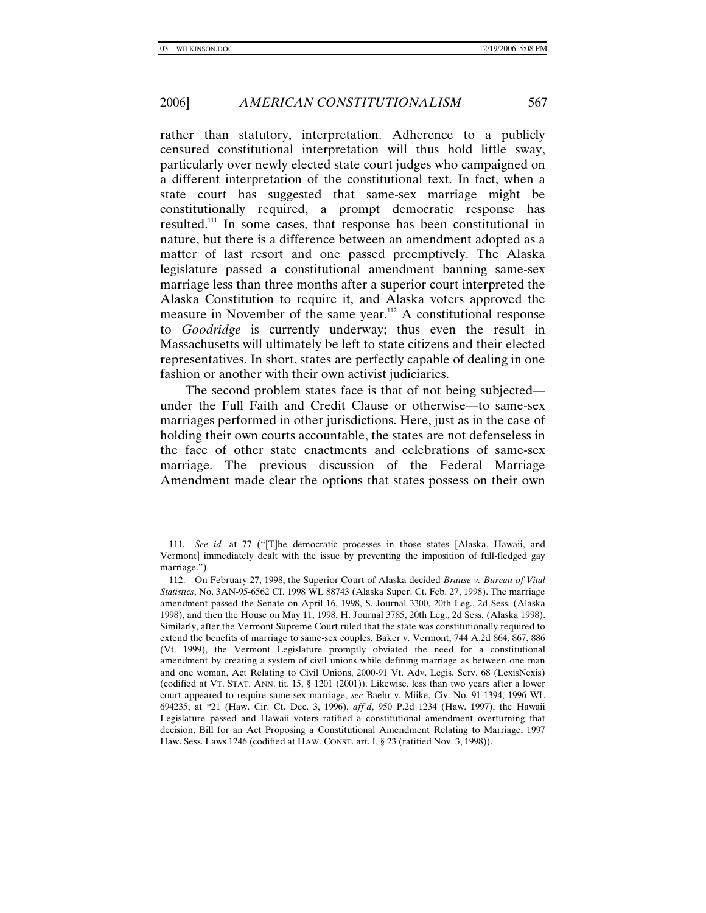rather than statutory, interpretation. Adherence to a publicly censured constitutional interpretation will thus hold little sway, particularly over newly elected state court judges who campaigned on a different interpretation of the constitutional text. In fact, when a state court has suggested that same-sex marriage might be constitutionally required, a prompt democratic response has resulted.[111] In some cases, that response has been constitutional in nature, but there is a difference between an amendment adopted as a matter of last resort and one passed preemptively. The Alaska legislature passed a constitutional amendment banning same-sex marriage less than three months after a superior court interpreted the Alaska Constitution to require it, and Alaska voters approved the measure in November of the same year.[112] A constitutional response to *Goodridge* is currently underway; thus even the result in Massachusetts will ultimately be left to state citizens and their elected representatives. In short, states are perfectly capable of dealing in one fashion or another with their own activist judiciaries.

The second problem states face is that of not being subjected—under the Full Faith and Credit Clause or otherwise—to same-sex marriages performed in other jurisdictions. Here, just as in the case of holding their own courts accountable, the states are not defenseless in the face of other state enactments and celebrations of same-sex marriage. The previous discussion of the Federal Marriage Amendment made clear the options that states possess on their own

---

111. *See id.* at 77 ("[T]he democratic processes in those states [Alaska, Hawaii, and Vermont] immediately dealt with the issue by preventing the imposition of full-fledged gay marriage.").

112. On February 27, 1998, the Superior Court of Alaska decided *Brause v. Bureau of Vital Statistics*, No. 3AN-95-6562 CI, 1998 WL 88743 (Alaska Super. Ct. Feb. 27, 1998). The marriage amendment passed the Senate on April 16, 1998, S. Journal 3300, 20th Leg., 2d Sess. (Alaska 1998), and then the House on May 11, 1998, H. Journal 3785, 20th Leg., 2d Sess. (Alaska 1998). Similarly, after the Vermont Supreme Court ruled that the state was constitutionally required to extend the benefits of marriage to same-sex couples, Baker v. Vermont, 744 A.2d 864, 867, 886 (Vt. 1999), the Vermont Legislature promptly obviated the need for a constitutional amendment by creating a system of civil unions while defining marriage as between one man and one woman, Act Relating to Civil Unions, 2000-91 Vt. Adv. Legis. Serv. 68 (LexisNexis) (codified at VT. STAT. ANN. tit. 15, § 1201 (2001)). Likewise, less than two years after a lower court appeared to require same-sex marriage, *see* Baehr v. Miike, Civ. No. 91-1394, 1996 WL 694235, at *21 (Haw. Cir. Ct. Dec. 3, 1996), *aff'd*, 950 P.2d 1234 (Haw. 1997), the Hawaii Legislature passed and Hawaii voters ratified a constitutional amendment overturning that decision, Bill for an Act Proposing a Constitutional Amendment Relating to Marriage, 1997 Haw. Sess. Laws 1246 (codified at HAW. CONST. art. I, § 23 (ratified Nov. 3, 1998)).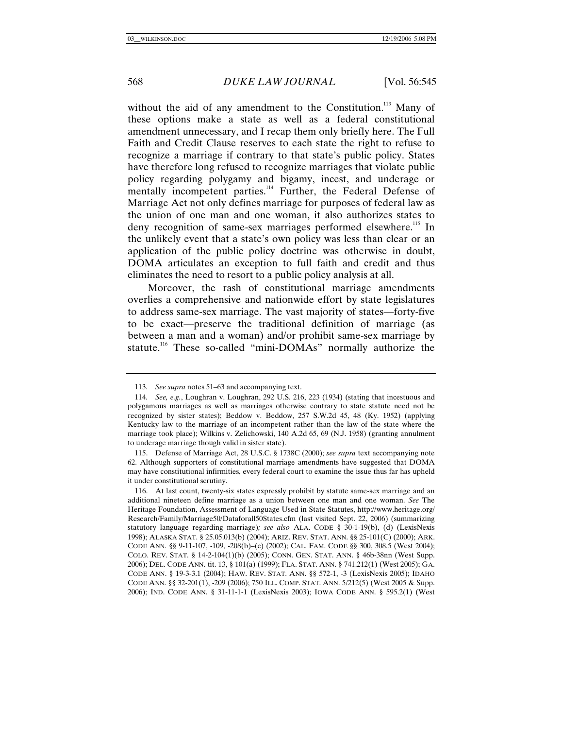without the aid of any amendment to the Constitution.[113] Many of these options make a state as well as a federal constitutional amendment unnecessary, and I recap them only briefly here. The Full Faith and Credit Clause reserves to each state the right to refuse to recognize a marriage if contrary to that state's public policy. States have therefore long refused to recognize marriages that violate public policy regarding polygamy and bigamy, incest, and underage or mentally incompetent parties.[114] Further, the Federal Defense of Marriage Act not only defines marriage for purposes of federal law as the union of one man and one woman, it also authorizes states to deny recognition of same-sex marriages performed elsewhere.[115] In the unlikely event that a state's own policy was less than clear or an application of the public policy doctrine was otherwise in doubt, DOMA articulates an exception to full faith and credit and thus eliminates the need to resort to a public policy analysis at all.

Moreover, the rash of constitutional marriage amendments overlies a comprehensive and nationwide effort by state legislatures to address same-sex marriage. The vast majority of states—forty-five to be exact—preserve the traditional definition of marriage (as between a man and a woman) and/or prohibit same-sex marriage by statute.[116] These so-called "mini-DOMAs" normally authorize the

---

113. *See supra* notes 51–63 and accompanying text.

114. *See, e.g.*, Loughran v. Loughran, 292 U.S. 216, 223 (1934) (stating that incestuous and polygamous marriages as well as marriages otherwise contrary to state statute need not be recognized by sister states); Beddow v. Beddow, 257 S.W.2d 45, 48 (Ky. 1952) (applying Kentucky law to the marriage of an incompetent rather than the law of the state where the marriage took place); Wilkins v. Zelichowski, 140 A.2d 65, 69 (N.J. 1958) (granting annulment to underage marriage though valid in sister state).

115. Defense of Marriage Act, 28 U.S.C. § 1738C (2000); *see supra* text accompanying note 62. Although supporters of constitutional marriage amendments have suggested that DOMA may have constitutional infirmities, every federal court to examine the issue thus far has upheld it under constitutional scrutiny.

116. At last count, twenty-six states expressly prohibit by statute same-sex marriage and an additional nineteen define marriage as a union between one man and one woman. *See* The Heritage Foundation, Assessment of Language Used in State Statutes, http://www.heritage.org/Research/Family/Marriage50/Dataforall50States.cfm (last visited Sept. 22, 2006) (summarizing statutory language regarding marriage)*; see also* ALA. CODE § 30-1-19(b), (d) (LexisNexis 1998); ALASKA STAT. § 25.05.013(b) (2004); ARIZ. REV. STAT. ANN. §§ 25-101(C) (2000); ARK. CODE ANN. §§ 9-11-107, -109, -208(b)–(c) (2002); CAL. FAM. CODE §§ 300, 308.5 (West 2004); COLO. REV. STAT. § 14-2-104(1)(b) (2005); CONN. GEN. STAT. ANN. § 46b-38nn (West Supp. 2006); DEL. CODE ANN. tit. 13, § 101(a) (1999); FLA. STAT. ANN. § 741.212(1) (West 2005); GA. CODE ANN. § 19-3-3.1 (2004); HAW. REV. STAT. ANN. §§ 572-1, -3 (LexisNexis 2005); IDAHO CODE ANN. §§ 32-201(1), -209 (2006); 750 ILL. COMP. STAT. ANN. 5/212(5) (West 2005 & Supp. 2006); IND. CODE ANN. § 31-11-1-1 (LexisNexis 2003); IOWA CODE ANN. § 595.2(1) (West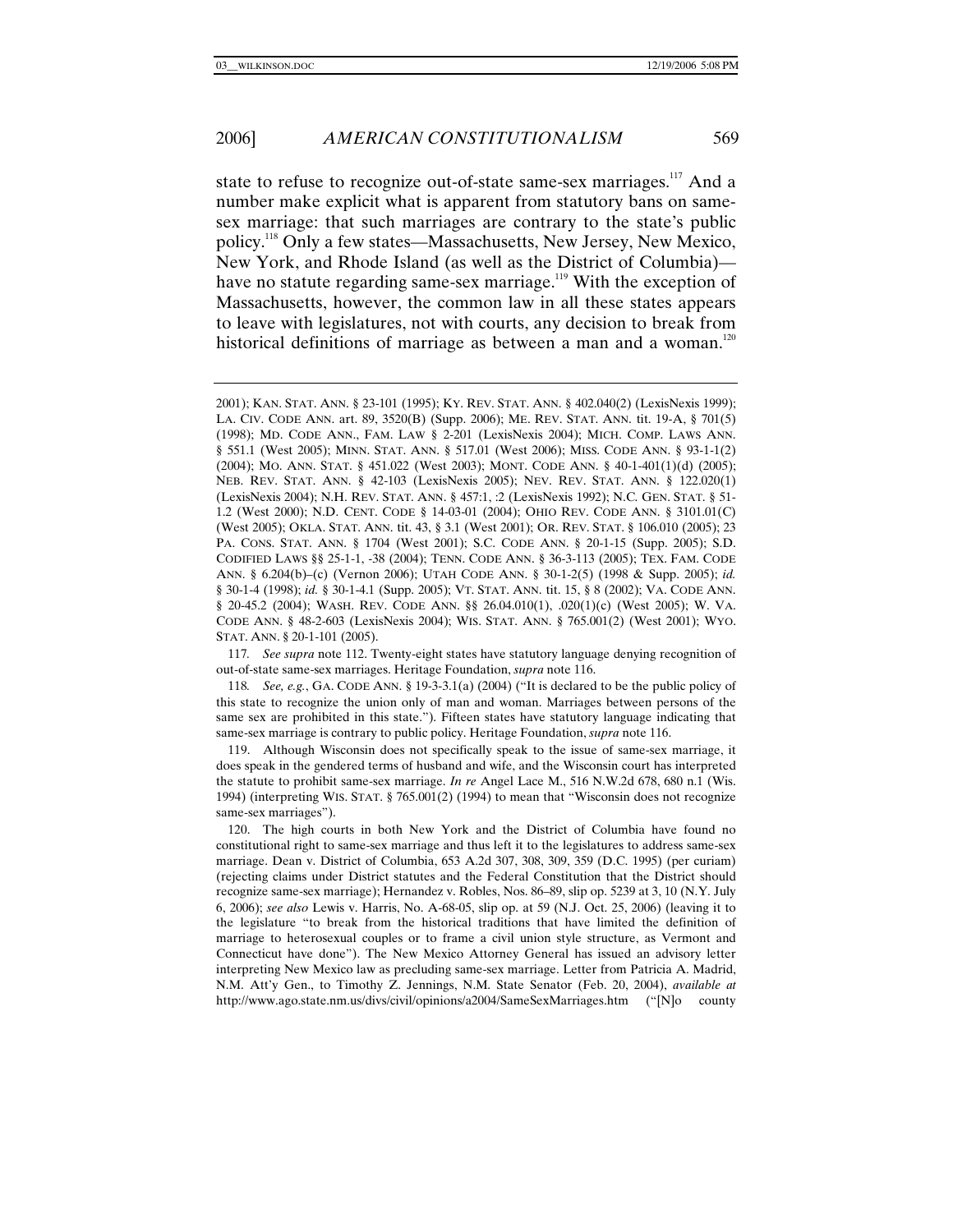state to refuse to recognize out-of-state same-sex marriages.[117] And a number make explicit what is apparent from statutory bans on same-sex marriage: that such marriages are contrary to the state's public policy.[118] Only a few states—Massachusetts, New Jersey, New Mexico, New York, and Rhode Island (as well as the District of Columbia)—have no statute regarding same-sex marriage.[119] With the exception of Massachusetts, however, the common law in all these states appears to leave with legislatures, not with courts, any decision to break from historical definitions of marriage as between a man and a woman.[120]

---

2001); KAN. STAT. ANN. § 23-101 (1995); KY. REV. STAT. ANN. § 402.040(2) (LexisNexis 1999); LA. CIV. CODE ANN. art. 89, 3520(B) (Supp. 2006); ME. REV. STAT. ANN. tit. 19-A, § 701(5) (1998); MD. CODE ANN., FAM. LAW § 2-201 (LexisNexis 2004); MICH. COMP. LAWS ANN. § 551.1 (West 2005); MINN. STAT. ANN. § 517.01 (West 2006); MISS. CODE ANN. § 93-1-1(2) (2004); MO. ANN. STAT. § 451.022 (West 2003); MONT. CODE ANN. § 40-1-401(1)(d) (2005); NEB. REV. STAT. ANN. § 42-103 (LexisNexis 2005); NEV. REV. STAT. ANN. § 122.020(1) (LexisNexis 2004); N.H. REV. STAT. ANN. § 457:1, :2 (LexisNexis 1992); N.C. GEN. STAT. § 51-1.2 (West 2000); N.D. CENT. CODE § 14-03-01 (2004); OHIO REV. CODE ANN. § 3101.01(C) (West 2005); OKLA. STAT. ANN. tit. 43, § 3.1 (West 2001); OR. REV. STAT. § 106.010 (2005); 23 PA. CONS. STAT. ANN. § 1704 (West 2001); S.C. CODE ANN. § 20-1-15 (Supp. 2005); S.D. CODIFIED LAWS §§ 25-1-1, -38 (2004); TENN. CODE ANN. § 36-3-113 (2005); TEX. FAM. CODE ANN. § 6.204(b)–(c) (Vernon 2006); UTAH CODE ANN. § 30-1-2(5) (1998 & Supp. 2005); *id.* § 30-1-4 (1998); *id.* § 30-1-4.1 (Supp. 2005); VT. STAT. ANN. tit. 15, § 8 (2002); VA. CODE ANN. § 20-45.2 (2004); WASH. REV. CODE ANN. §§ 26.04.010(1), .020(1)(c) (West 2005); W. VA. CODE ANN. § 48-2-603 (LexisNexis 2004); WIS. STAT. ANN. § 765.001(2) (West 2001); WYO. STAT. ANN. § 20-1-101 (2005).

117. *See supra* note 112. Twenty-eight states have statutory language denying recognition of out-of-state same-sex marriages. Heritage Foundation, *supra* note 116.

118. *See, e.g.*, GA. CODE ANN. § 19-3-3.1(a) (2004) ("It is declared to be the public policy of this state to recognize the union only of man and woman. Marriages between persons of the same sex are prohibited in this state."). Fifteen states have statutory language indicating that same-sex marriage is contrary to public policy. Heritage Foundation, *supra* note 116.

119. Although Wisconsin does not specifically speak to the issue of same-sex marriage, it does speak in the gendered terms of husband and wife, and the Wisconsin court has interpreted the statute to prohibit same-sex marriage. *In re* Angel Lace M., 516 N.W.2d 678, 680 n.1 (Wis. 1994) (interpreting WIS. STAT. § 765.001(2) (1994) to mean that "Wisconsin does not recognize same-sex marriages").

120. The high courts in both New York and the District of Columbia have found no constitutional right to same-sex marriage and thus left it to the legislatures to address same-sex marriage. Dean v. District of Columbia, 653 A.2d 307, 308, 309, 359 (D.C. 1995) (per curiam) (rejecting claims under District statutes and the Federal Constitution that the District should recognize same-sex marriage); Hernandez v. Robles, Nos. 86–89, slip op. 5239 at 3, 10 (N.Y. July 6, 2006); *see also* Lewis v. Harris, No. A-68-05, slip op. at 59 (N.J. Oct. 25, 2006) (leaving it to the legislature "to break from the historical traditions that have limited the definition of marriage to heterosexual couples or to frame a civil union style structure, as Vermont and Connecticut have done"). The New Mexico Attorney General has issued an advisory letter interpreting New Mexico law as precluding same-sex marriage. Letter from Patricia A. Madrid, N.M. Att'y Gen., to Timothy Z. Jennings, N.M. State Senator (Feb. 20, 2004), *available at* http://www.ago.state.nm.us/divs/civil/opinions/a2004/SameSexMarriages.htm ("[N]o county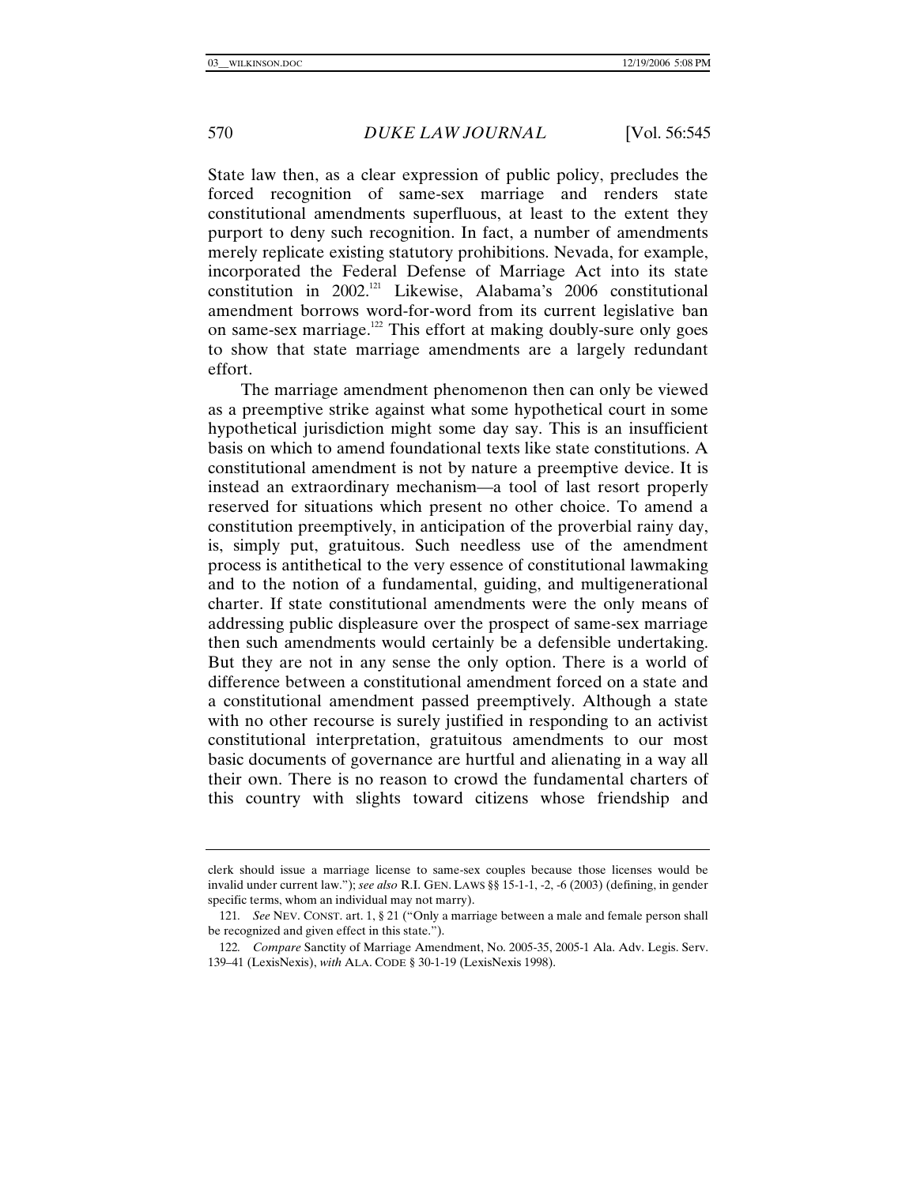State law then, as a clear expression of public policy, precludes the forced recognition of same-sex marriage and renders state constitutional amendments superfluous, at least to the extent they purport to deny such recognition. In fact, a number of amendments merely replicate existing statutory prohibitions. Nevada, for example, incorporated the Federal Defense of Marriage Act into its state constitution in 2002.[121] Likewise, Alabama's 2006 constitutional amendment borrows word-for-word from its current legislative ban on same-sex marriage.[122] This effort at making doubly-sure only goes to show that state marriage amendments are a largely redundant effort.

The marriage amendment phenomenon then can only be viewed as a preemptive strike against what some hypothetical court in some hypothetical jurisdiction might some day say. This is an insufficient basis on which to amend foundational texts like state constitutions. A constitutional amendment is not by nature a preemptive device. It is instead an extraordinary mechanism—a tool of last resort properly reserved for situations which present no other choice. To amend a constitution preemptively, in anticipation of the proverbial rainy day, is, simply put, gratuitous. Such needless use of the amendment process is antithetical to the very essence of constitutional lawmaking and to the notion of a fundamental, guiding, and multigenerational charter. If state constitutional amendments were the only means of addressing public displeasure over the prospect of same-sex marriage then such amendments would certainly be a defensible undertaking. But they are not in any sense the only option. There is a world of difference between a constitutional amendment forced on a state and a constitutional amendment passed preemptively. Although a state with no other recourse is surely justified in responding to an activist constitutional interpretation, gratuitous amendments to our most basic documents of governance are hurtful and alienating in a way all their own. There is no reason to crowd the fundamental charters of this country with slights toward citizens whose friendship and

---

clerk should issue a marriage license to same-sex couples because those licenses would be invalid under current law."); *see also* R.I. GEN. LAWS §§ 15-1-1, -2, -6 (2003) (defining, in gender specific terms, whom an individual may not marry).

121. *See* NEV. CONST. art. 1, § 21 ("Only a marriage between a male and female person shall be recognized and given effect in this state.").

122. *Compare* Sanctity of Marriage Amendment, No. 2005-35, 2005-1 Ala. Adv. Legis. Serv. 139–41 (LexisNexis), *with* ALA. CODE § 30-1-19 (LexisNexis 1998).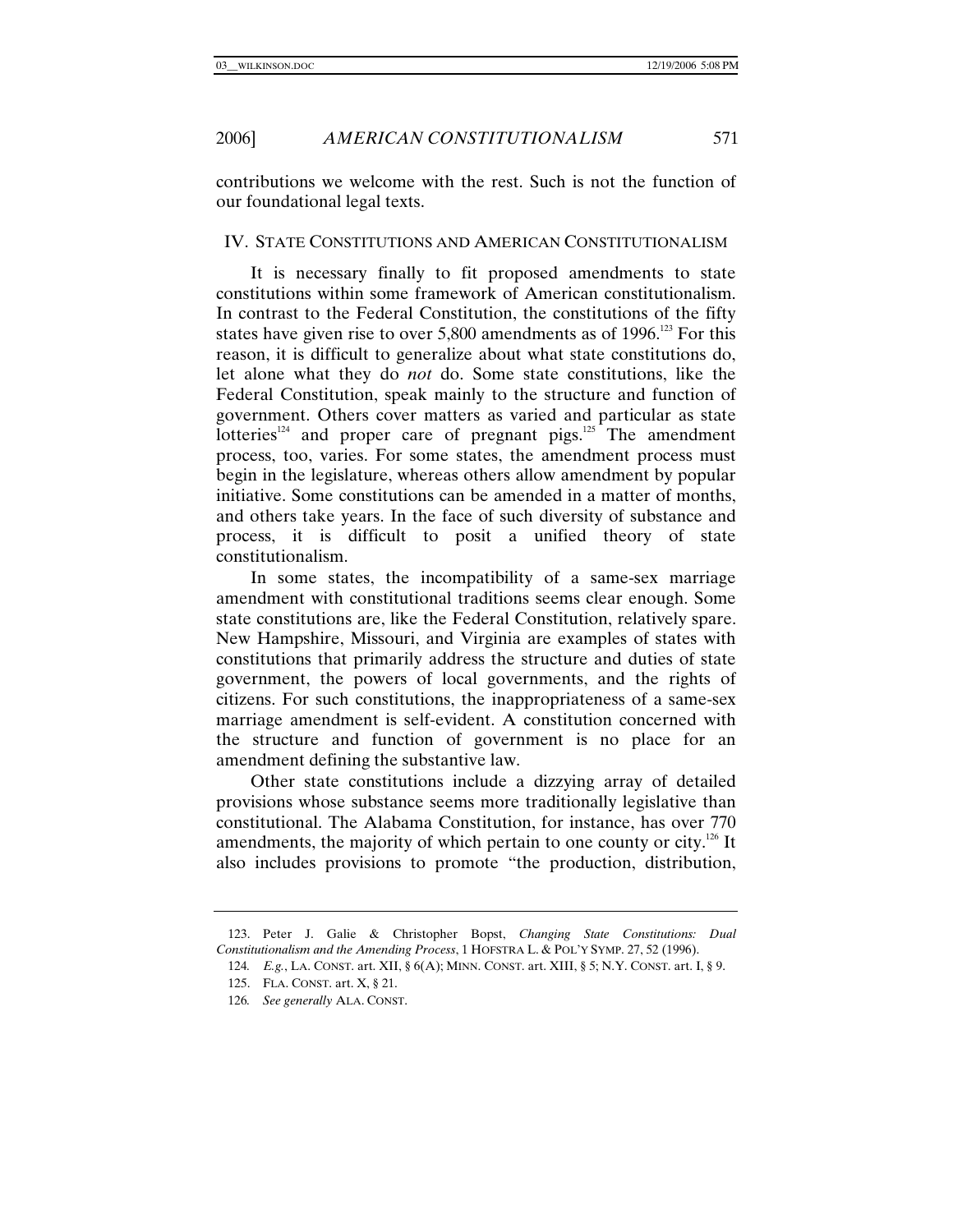contributions we welcome with the rest. Such is not the function of our foundational legal texts.

## IV. STATE CONSTITUTIONS AND AMERICAN CONSTITUTIONALISM

It is necessary finally to fit proposed amendments to state constitutions within some framework of American constitutionalism. In contrast to the Federal Constitution, the constitutions of the fifty states have given rise to over 5,800 amendments as of 1996.[123] For this reason, it is difficult to generalize about what state constitutions do, let alone what they do *not* do. Some state constitutions, like the Federal Constitution, speak mainly to the structure and function of government. Others cover matters as varied and particular as state lotteries[124] and proper care of pregnant pigs.[125] The amendment process, too, varies. For some states, the amendment process must begin in the legislature, whereas others allow amendment by popular initiative. Some constitutions can be amended in a matter of months, and others take years. In the face of such diversity of substance and process, it is difficult to posit a unified theory of state constitutionalism.

In some states, the incompatibility of a same-sex marriage amendment with constitutional traditions seems clear enough. Some state constitutions are, like the Federal Constitution, relatively spare. New Hampshire, Missouri, and Virginia are examples of states with constitutions that primarily address the structure and duties of state government, the powers of local governments, and the rights of citizens. For such constitutions, the inappropriateness of a same-sex marriage amendment is self-evident. A constitution concerned with the structure and function of government is no place for an amendment defining the substantive law.

Other state constitutions include a dizzying array of detailed provisions whose substance seems more traditionally legislative than constitutional. The Alabama Constitution, for instance, has over 770 amendments, the majority of which pertain to one county or city.[126] It also includes provisions to promote "the production, distribution,

---

123. Peter J. Galie & Christopher Bopst, *Changing State Constitutions: Dual Constitutionalism and the Amending Process*, 1 HOFSTRA L. & POL'Y SYMP. 27, 52 (1996).

124. *E.g.*, LA. CONST. art. XII, § 6(A); MINN. CONST. art. XIII, § 5; N.Y. CONST. art. I, § 9.

125. FLA. CONST. art. X, § 21.

126. *See generally* ALA. CONST.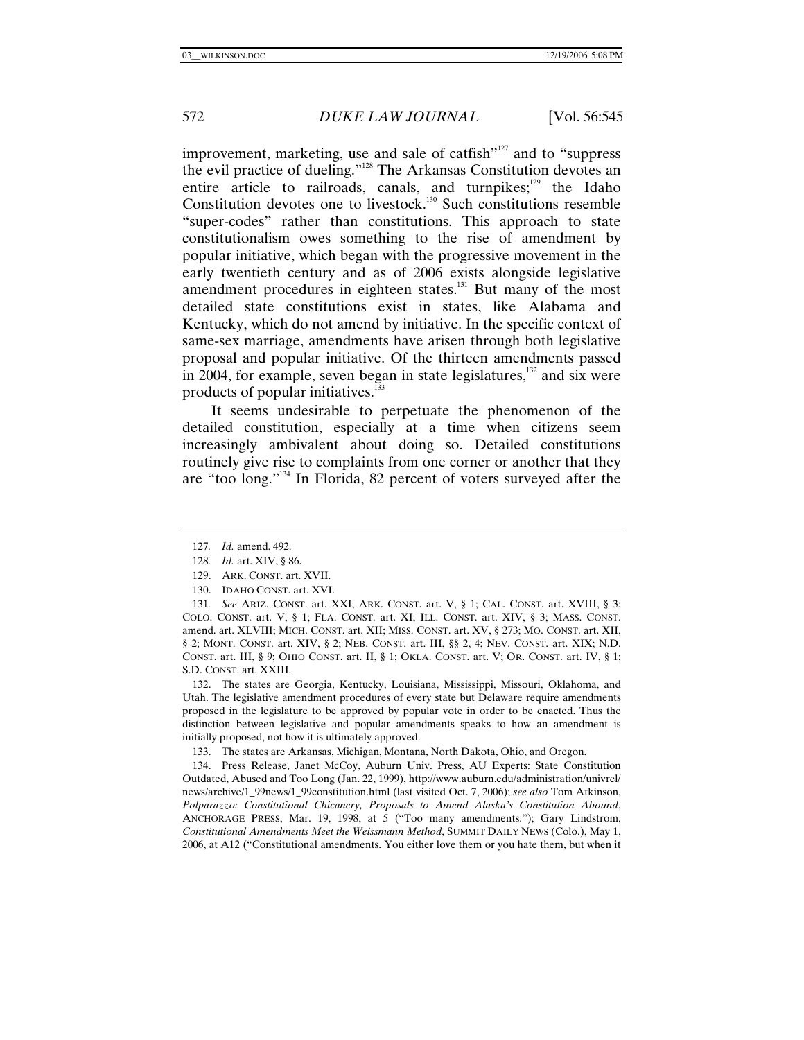improvement, marketing, use and sale of catfish"[127] and to "suppress the evil practice of dueling."[128] The Arkansas Constitution devotes an entire article to railroads, canals, and turnpikes;[129] the Idaho Constitution devotes one to livestock.[130] Such constitutions resemble "super-codes" rather than constitutions. This approach to state constitutionalism owes something to the rise of amendment by popular initiative, which began with the progressive movement in the early twentieth century and as of 2006 exists alongside legislative amendment procedures in eighteen states.[131] But many of the most detailed state constitutions exist in states, like Alabama and Kentucky, which do not amend by initiative. In the specific context of same-sex marriage, amendments have arisen through both legislative proposal and popular initiative. Of the thirteen amendments passed in 2004, for example, seven began in state legislatures,[132] and six were products of popular initiatives.[133]

It seems undesirable to perpetuate the phenomenon of the detailed constitution, especially at a time when citizens seem increasingly ambivalent about doing so. Detailed constitutions routinely give rise to complaints from one corner or another that they are "too long."[134] In Florida, 82 percent of voters surveyed after the

---

127. *Id.* amend. 492.

128. *Id.* art. XIV, § 86.

129. ARK. CONST. art. XVII.

130. IDAHO CONST. art. XVI.

131. *See* ARIZ. CONST. art. XXI; ARK. CONST. art. V, § 1; CAL. CONST. art. XVIII, § 3; COLO. CONST. art. V, § 1; FLA. CONST. art. XI; ILL. CONST. art. XIV, § 3; MASS. CONST. amend. art. XLVIII; MICH. CONST. art. XII; MISS. CONST. art. XV, § 273; MO. CONST. art. XII, § 2; MONT. CONST. art. XIV, § 2; NEB. CONST. art. III, §§ 2, 4; NEV. CONST. art. XIX; N.D. CONST. art. III, § 9; OHIO CONST. art. II, § 1; OKLA. CONST. art. V; OR. CONST. art. IV, § 1; S.D. CONST. art. XXIII.

132. The states are Georgia, Kentucky, Louisiana, Mississippi, Missouri, Oklahoma, and Utah. The legislative amendment procedures of every state but Delaware require amendments proposed in the legislature to be approved by popular vote in order to be enacted. Thus the distinction between legislative and popular amendments speaks to how an amendment is initially proposed, not how it is ultimately approved.

133. The states are Arkansas, Michigan, Montana, North Dakota, Ohio, and Oregon.

134. Press Release, Janet McCoy, Auburn Univ. Press, AU Experts: State Constitution Outdated, Abused and Too Long (Jan. 22, 1999), http://www.auburn.edu/administration/univrel/news/archive/1_99news/1_99constitution.html (last visited Oct. 7, 2006); *see also* Tom Atkinson, *Polparazzo: Constitutional Chicanery, Proposals to Amend Alaska's Constitution Abound*, ANCHORAGE PRESS, Mar. 19, 1998, at 5 ("Too many amendments."); Gary Lindstrom, *Constitutional Amendments Meet the Weissmann Method*, SUMMIT DAILY NEWS (Colo.), May 1, 2006, at A12 ("Constitutional amendments. You either love them or you hate them, but when it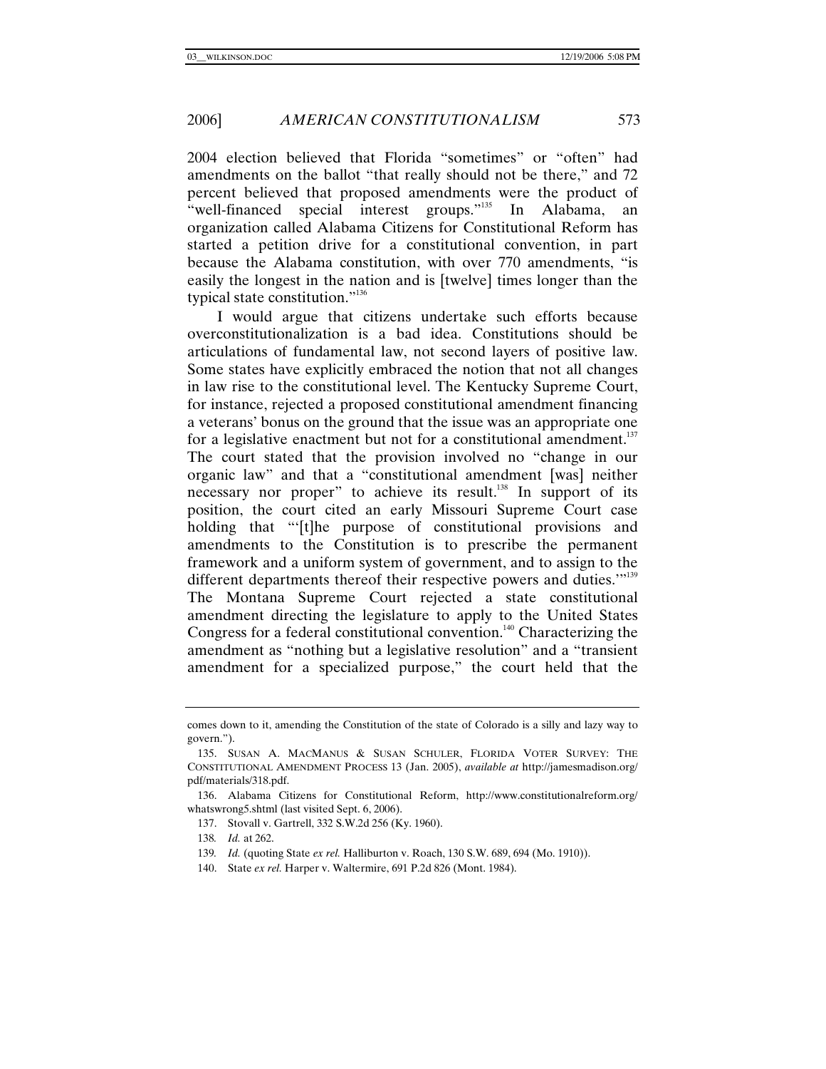2004 election believed that Florida "sometimes" or "often" had amendments on the ballot "that really should not be there," and 72 percent believed that proposed amendments were the product of "well-financed special interest groups."[135] In Alabama, an organization called Alabama Citizens for Constitutional Reform has started a petition drive for a constitutional convention, in part because the Alabama constitution, with over 770 amendments, "is easily the longest in the nation and is [twelve] times longer than the typical state constitution."[136]

I would argue that citizens undertake such efforts because overconstitutionalization is a bad idea. Constitutions should be articulations of fundamental law, not second layers of positive law. Some states have explicitly embraced the notion that not all changes in law rise to the constitutional level. The Kentucky Supreme Court, for instance, rejected a proposed constitutional amendment financing a veterans' bonus on the ground that the issue was an appropriate one for a legislative enactment but not for a constitutional amendment.[137] The court stated that the provision involved no "change in our organic law" and that a "constitutional amendment [was] neither necessary nor proper" to achieve its result.[138] In support of its position, the court cited an early Missouri Supreme Court case holding that "'[t]he purpose of constitutional provisions and amendments to the Constitution is to prescribe the permanent framework and a uniform system of government, and to assign to the different departments thereof their respective powers and duties.'"[139] The Montana Supreme Court rejected a state constitutional amendment directing the legislature to apply to the United States Congress for a federal constitutional convention.[140] Characterizing the amendment as "nothing but a legislative resolution" and a "transient amendment for a specialized purpose," the court held that the

---

comes down to it, amending the Constitution of the state of Colorado is a silly and lazy way to govern.").

135. SUSAN A. MACMANUS & SUSAN SCHULER, FLORIDA VOTER SURVEY: THE CONSTITUTIONAL AMENDMENT PROCESS 13 (Jan. 2005), *available at* http://jamesmadison.org/pdf/materials/318.pdf.

136. Alabama Citizens for Constitutional Reform, http://www.constitutionalreform.org/whatswrong5.shtml (last visited Sept. 6, 2006).

137. Stovall v. Gartrell, 332 S.W.2d 256 (Ky. 1960).

138. *Id.* at 262.

139. *Id.* (quoting State *ex rel.* Halliburton v. Roach, 130 S.W. 689, 694 (Mo. 1910)).

140. State *ex rel.* Harper v. Waltermire, 691 P.2d 826 (Mont. 1984).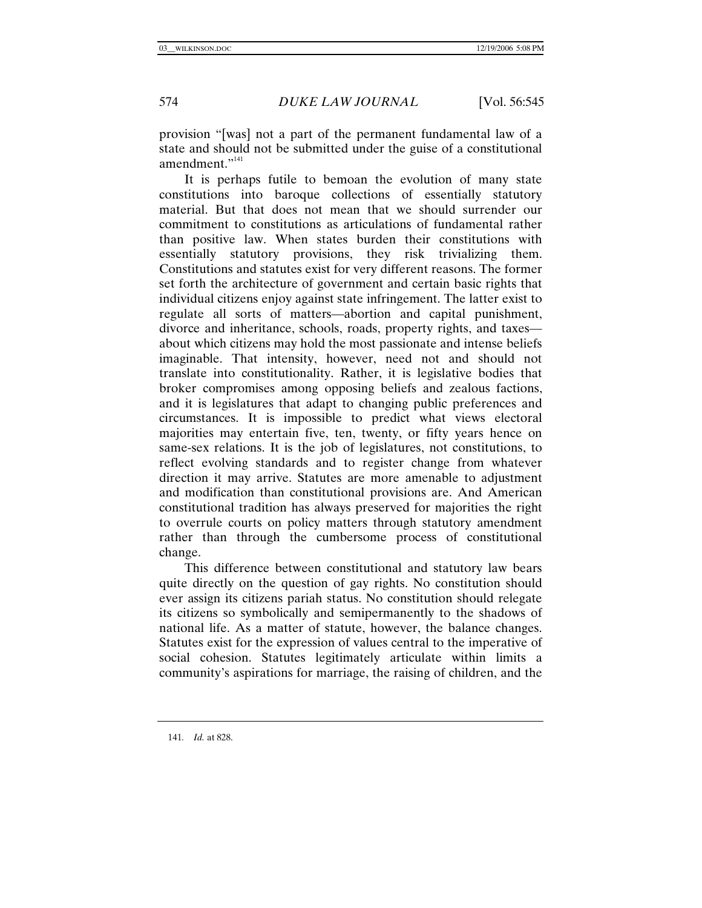provision "[was] not a part of the permanent fundamental law of a state and should not be submitted under the guise of a constitutional amendment."[141]

It is perhaps futile to bemoan the evolution of many state constitutions into baroque collections of essentially statutory material. But that does not mean that we should surrender our commitment to constitutions as articulations of fundamental rather than positive law. When states burden their constitutions with essentially statutory provisions, they risk trivializing them. Constitutions and statutes exist for very different reasons. The former set forth the architecture of government and certain basic rights that individual citizens enjoy against state infringement. The latter exist to regulate all sorts of matters—abortion and capital punishment, divorce and inheritance, schools, roads, property rights, and taxes—about which citizens may hold the most passionate and intense beliefs imaginable. That intensity, however, need not and should not translate into constitutionality. Rather, it is legislative bodies that broker compromises among opposing beliefs and zealous factions, and it is legislatures that adapt to changing public preferences and circumstances. It is impossible to predict what views electoral majorities may entertain five, ten, twenty, or fifty years hence on same-sex relations. It is the job of legislatures, not constitutions, to reflect evolving standards and to register change from whatever direction it may arrive. Statutes are more amenable to adjustment and modification than constitutional provisions are. And American constitutional tradition has always preserved for majorities the right to overrule courts on policy matters through statutory amendment rather than through the cumbersome process of constitutional change.

This difference between constitutional and statutory law bears quite directly on the question of gay rights. No constitution should ever assign its citizens pariah status. No constitution should relegate its citizens so symbolically and semipermanently to the shadows of national life. As a matter of statute, however, the balance changes. Statutes exist for the expression of values central to the imperative of social cohesion. Statutes legitimately articulate within limits a community's aspirations for marriage, the raising of children, and the

141. *Id.* at 828.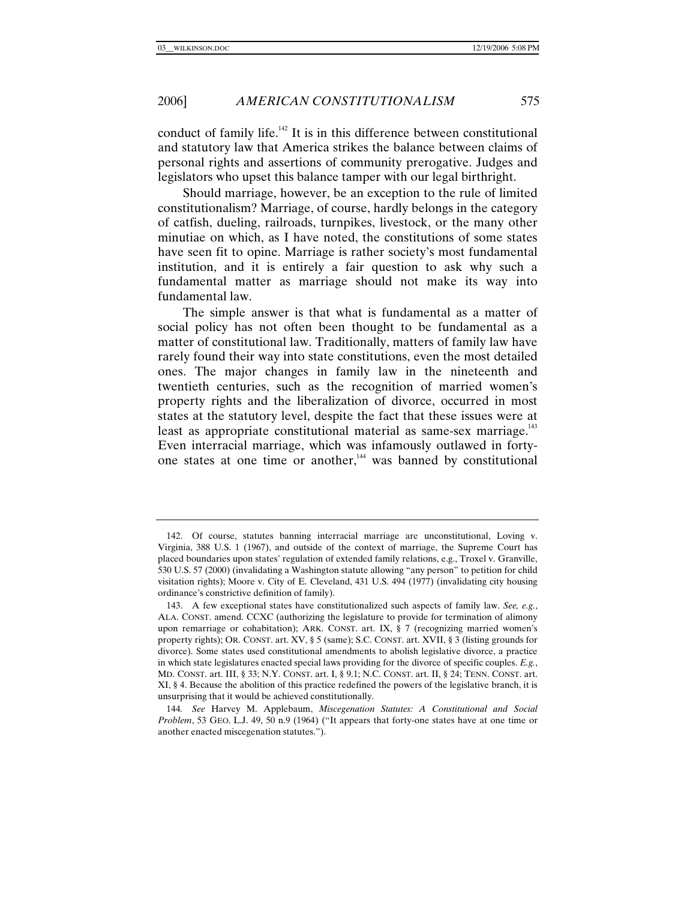conduct of family life.[142] It is in this difference between constitutional and statutory law that America strikes the balance between claims of personal rights and assertions of community prerogative. Judges and legislators who upset this balance tamper with our legal birthright.

Should marriage, however, be an exception to the rule of limited constitutionalism? Marriage, of course, hardly belongs in the category of catfish, dueling, railroads, turnpikes, livestock, or the many other minutiae on which, as I have noted, the constitutions of some states have seen fit to opine. Marriage is rather society's most fundamental institution, and it is entirely a fair question to ask why such a fundamental matter as marriage should not make its way into fundamental law.

The simple answer is that what is fundamental as a matter of social policy has not often been thought to be fundamental as a matter of constitutional law. Traditionally, matters of family law have rarely found their way into state constitutions, even the most detailed ones. The major changes in family law in the nineteenth and twentieth centuries, such as the recognition of married women's property rights and the liberalization of divorce, occurred in most states at the statutory level, despite the fact that these issues were at least as appropriate constitutional material as same-sex marriage.[143] Even interracial marriage, which was infamously outlawed in forty-one states at one time or another,[144] was banned by constitutional

---

142. Of course, statutes banning interracial marriage are unconstitutional, Loving v. Virginia, 388 U.S. 1 (1967), and outside of the context of marriage, the Supreme Court has placed boundaries upon states' regulation of extended family relations, e.g., Troxel v. Granville, 530 U.S. 57 (2000) (invalidating a Washington statute allowing "any person" to petition for child visitation rights); Moore v. City of E. Cleveland, 431 U.S. 494 (1977) (invalidating city housing ordinance's constrictive definition of family).

143. A few exceptional states have constitutionalized such aspects of family law. *See, e.g.*, ALA. CONST. amend. CCXC (authorizing the legislature to provide for termination of alimony upon remarriage or cohabitation); ARK. CONST. art. IX, § 7 (recognizing married women's property rights); OR. CONST. art. XV, § 5 (same); S.C. CONST. art. XVII, § 3 (listing grounds for divorce). Some states used constitutional amendments to abolish legislative divorce, a practice in which state legislatures enacted special laws providing for the divorce of specific couples. *E.g.*, MD. CONST. art. III, § 33; N.Y. CONST. art. I, § 9.1; N.C. CONST. art. II, § 24; TENN. CONST. art. XI, § 4. Because the abolition of this practice redefined the powers of the legislative branch, it is unsurprising that it would be achieved constitutionally.

144. *See* Harvey M. Applebaum, *Miscegenation Statutes: A Constitutional and Social Problem*, 53 GEO. L.J. 49, 50 n.9 (1964) ("It appears that forty-one states have at one time or another enacted miscegenation statutes.").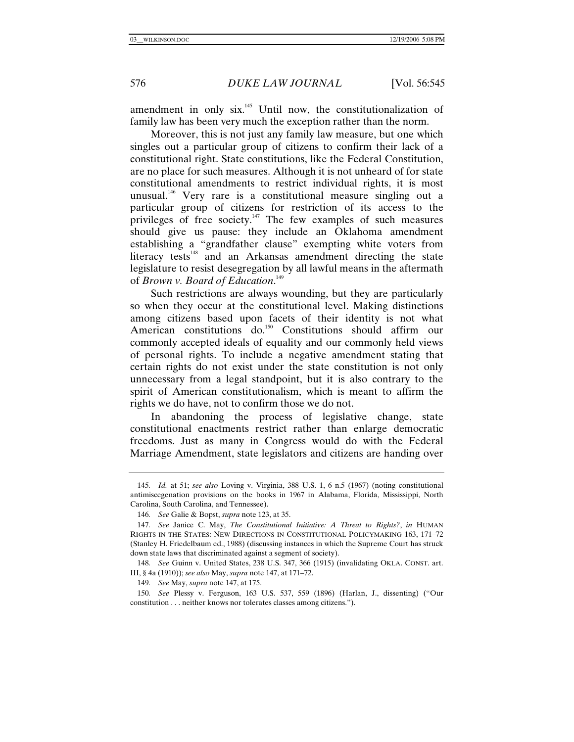amendment in only six.[145] Until now, the constitutionalization of family law has been very much the exception rather than the norm.

Moreover, this is not just any family law measure, but one which singles out a particular group of citizens to confirm their lack of a constitutional right. State constitutions, like the Federal Constitution, are no place for such measures. Although it is not unheard of for state constitutional amendments to restrict individual rights, it is most unusual.[146] Very rare is a constitutional measure singling out a particular group of citizens for restriction of its access to the privileges of free society.[147] The few examples of such measures should give us pause: they include an Oklahoma amendment establishing a "grandfather clause" exempting white voters from literacy tests[148] and an Arkansas amendment directing the state legislature to resist desegregation by all lawful means in the aftermath of *Brown v. Board of Education*.[149]

Such restrictions are always wounding, but they are particularly so when they occur at the constitutional level. Making distinctions among citizens based upon facets of their identity is not what American constitutions do.[150] Constitutions should affirm our commonly accepted ideals of equality and our commonly held views of personal rights. To include a negative amendment stating that certain rights do not exist under the state constitution is not only unnecessary from a legal standpoint, but it is also contrary to the spirit of American constitutionalism, which is meant to affirm the rights we do have, not to confirm those we do not.

In abandoning the process of legislative change, state constitutional enactments restrict rather than enlarge democratic freedoms. Just as many in Congress would do with the Federal Marriage Amendment, state legislators and citizens are handing over

---

145. *Id.* at 51; *see also* Loving v. Virginia, 388 U.S. 1, 6 n.5 (1967) (noting constitutional antimiscegenation provisions on the books in 1967 in Alabama, Florida, Mississippi, North Carolina, South Carolina, and Tennessee).

146. *See* Galie & Bopst, *supra* note 123, at 35.

147. *See* Janice C. May, *The Constitutional Initiative: A Threat to Rights?*, *in* HUMAN RIGHTS IN THE STATES: NEW DIRECTIONS IN CONSTITUTIONAL POLICYMAKING 163, 171–72 (Stanley H. Friedelbaum ed., 1988) (discussing instances in which the Supreme Court has struck down state laws that discriminated against a segment of society).

148. *See* Guinn v. United States, 238 U.S. 347, 366 (1915) (invalidating OKLA. CONST. art. III, § 4a (1910)); *see also* May, *supra* note 147, at 171–72.

149. *See* May, *supra* note 147, at 175.

150. *See* Plessy v. Ferguson, 163 U.S. 537, 559 (1896) (Harlan, J., dissenting) ("Our constitution . . . neither knows nor tolerates classes among citizens.").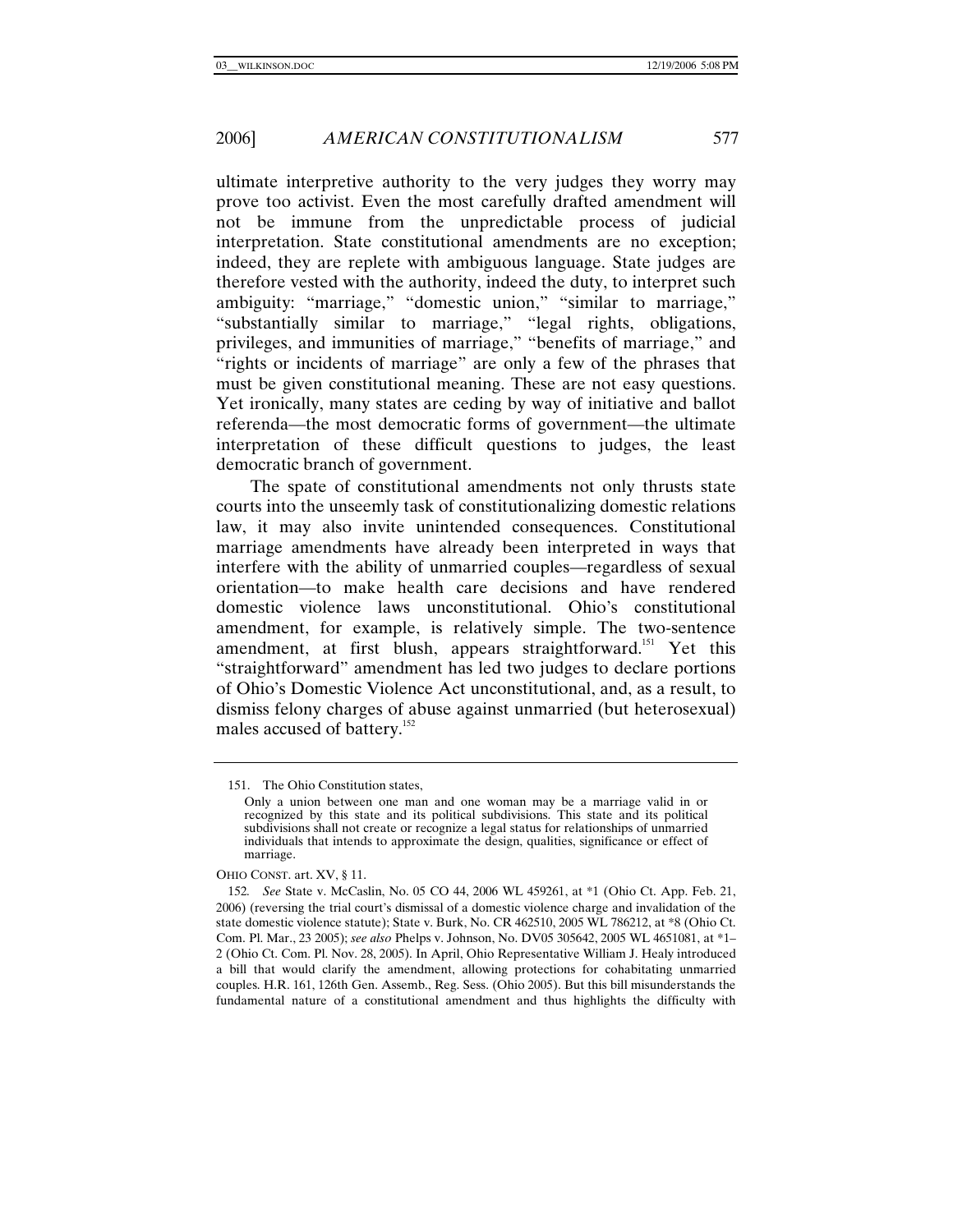ultimate interpretive authority to the very judges they worry may prove too activist. Even the most carefully drafted amendment will not be immune from the unpredictable process of judicial interpretation. State constitutional amendments are no exception; indeed, they are replete with ambiguous language. State judges are therefore vested with the authority, indeed the duty, to interpret such ambiguity: "marriage," "domestic union," "similar to marriage," "substantially similar to marriage," "legal rights, obligations, privileges, and immunities of marriage," "benefits of marriage," and "rights or incidents of marriage" are only a few of the phrases that must be given constitutional meaning. These are not easy questions. Yet ironically, many states are ceding by way of initiative and ballot referenda—the most democratic forms of government—the ultimate interpretation of these difficult questions to judges, the least democratic branch of government.

The spate of constitutional amendments not only thrusts state courts into the unseemly task of constitutionalizing domestic relations law, it may also invite unintended consequences. Constitutional marriage amendments have already been interpreted in ways that interfere with the ability of unmarried couples—regardless of sexual orientation—to make health care decisions and have rendered domestic violence laws unconstitutional. Ohio's constitutional amendment, for example, is relatively simple. The two-sentence amendment, at first blush, appears straightforward.[151] Yet this "straightforward" amendment has led two judges to declare portions of Ohio's Domestic Violence Act unconstitutional, and, as a result, to dismiss felony charges of abuse against unmarried (but heterosexual) males accused of battery.[152]

---

151. The Ohio Constitution states,

> Only a union between one man and one woman may be a marriage valid in or recognized by this state and its political subdivisions. This state and its political subdivisions shall not create or recognize a legal status for relationships of unmarried individuals that intends to approximate the design, qualities, significance or effect of marriage.

OHIO CONST. art. XV, § 11.

152. *See* State v. McCaslin, No. 05 CO 44, 2006 WL 459261, at *1 (Ohio Ct. App. Feb. 21, 2006) (reversing the trial court's dismissal of a domestic violence charge and invalidation of the state domestic violence statute); State v. Burk, No. CR 462510, 2005 WL 786212, at *8 (Ohio Ct. Com. Pl. Mar., 23 2005); *see also* Phelps v. Johnson, No. DV05 305642, 2005 WL 4651081, at *1–2 (Ohio Ct. Com. Pl. Nov. 28, 2005). In April, Ohio Representative William J. Healy introduced a bill that would clarify the amendment, allowing protections for cohabitating unmarried couples. H.R. 161, 126th Gen. Assemb., Reg. Sess. (Ohio 2005). But this bill misunderstands the fundamental nature of a constitutional amendment and thus highlights the difficulty with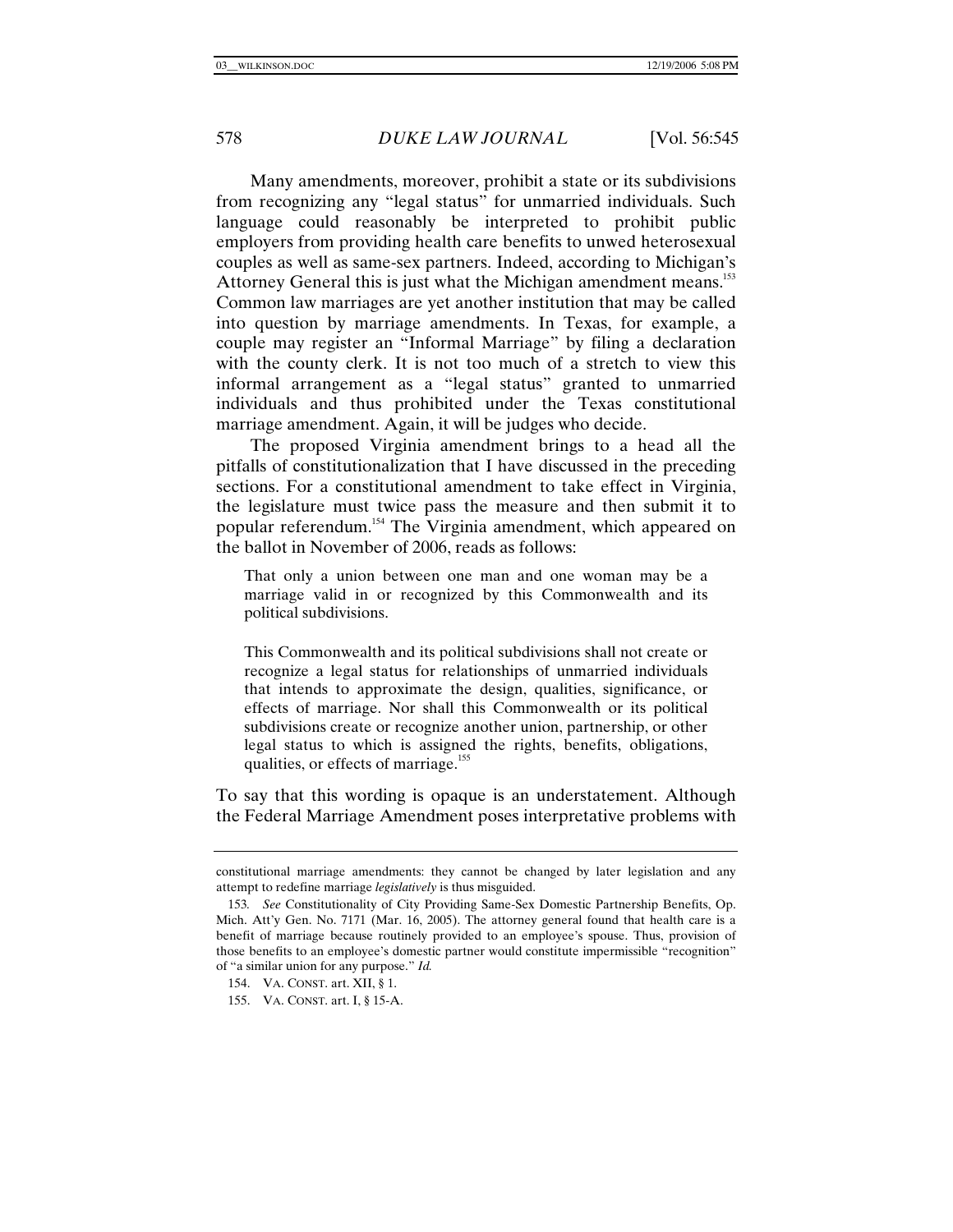Many amendments, moreover, prohibit a state or its subdivisions from recognizing any "legal status" for unmarried individuals. Such language could reasonably be interpreted to prohibit public employers from providing health care benefits to unwed heterosexual couples as well as same-sex partners. Indeed, according to Michigan's Attorney General this is just what the Michigan amendment means.[153] Common law marriages are yet another institution that may be called into question by marriage amendments. In Texas, for example, a couple may register an "Informal Marriage" by filing a declaration with the county clerk. It is not too much of a stretch to view this informal arrangement as a "legal status" granted to unmarried individuals and thus prohibited under the Texas constitutional marriage amendment. Again, it will be judges who decide.

The proposed Virginia amendment brings to a head all the pitfalls of constitutionalization that I have discussed in the preceding sections. For a constitutional amendment to take effect in Virginia, the legislature must twice pass the measure and then submit it to popular referendum.[154] The Virginia amendment, which appeared on the ballot in November of 2006, reads as follows:

> That only a union between one man and one woman may be a marriage valid in or recognized by this Commonwealth and its political subdivisions.
>
> This Commonwealth and its political subdivisions shall not create or recognize a legal status for relationships of unmarried individuals that intends to approximate the design, qualities, significance, or effects of marriage. Nor shall this Commonwealth or its political subdivisions create or recognize another union, partnership, or other legal status to which is assigned the rights, benefits, obligations, qualities, or effects of marriage.[155]

To say that this wording is opaque is an understatement. Although the Federal Marriage Amendment poses interpretative problems with

---

constitutional marriage amendments: they cannot be changed by later legislation and any attempt to redefine marriage *legislatively* is thus misguided.

153. *See* Constitutionality of City Providing Same-Sex Domestic Partnership Benefits, Op. Mich. Att'y Gen. No. 7171 (Mar. 16, 2005). The attorney general found that health care is a benefit of marriage because routinely provided to an employee's spouse. Thus, provision of those benefits to an employee's domestic partner would constitute impermissible "recognition" of "a similar union for any purpose." *Id.*

154. VA. CONST. art. XII, § 1.

155. VA. CONST. art. I, § 15-A.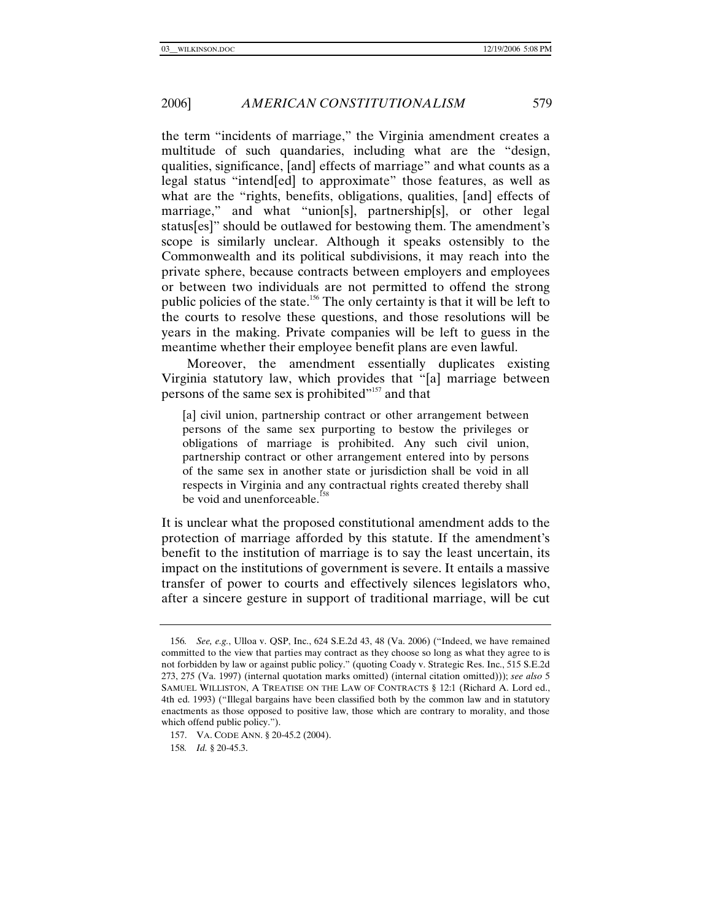the term "incidents of marriage," the Virginia amendment creates a multitude of such quandaries, including what are the "design, qualities, significance, [and] effects of marriage" and what counts as a legal status "intend[ed] to approximate" those features, as well as what are the "rights, benefits, obligations, qualities, [and] effects of marriage," and what "union[s], partnership[s], or other legal status[es]" should be outlawed for bestowing them. The amendment's scope is similarly unclear. Although it speaks ostensibly to the Commonwealth and its political subdivisions, it may reach into the private sphere, because contracts between employers and employees or between two individuals are not permitted to offend the strong public policies of the state.[156] The only certainty is that it will be left to the courts to resolve these questions, and those resolutions will be years in the making. Private companies will be left to guess in the meantime whether their employee benefit plans are even lawful.

Moreover, the amendment essentially duplicates existing Virginia statutory law, which provides that "[a] marriage between persons of the same sex is prohibited"[157] and that

> [a] civil union, partnership contract or other arrangement between persons of the same sex purporting to bestow the privileges or obligations of marriage is prohibited. Any such civil union, partnership contract or other arrangement entered into by persons of the same sex in another state or jurisdiction shall be void in all respects in Virginia and any contractual rights created thereby shall be void and unenforceable.[158]

It is unclear what the proposed constitutional amendment adds to the protection of marriage afforded by this statute. If the amendment's benefit to the institution of marriage is to say the least uncertain, its impact on the institutions of government is severe. It entails a massive transfer of power to courts and effectively silences legislators who, after a sincere gesture in support of traditional marriage, will be cut

---

156. *See, e.g.*, Ulloa v. QSP, Inc., 624 S.E.2d 43, 48 (Va. 2006) ("Indeed, we have remained committed to the view that parties may contract as they choose so long as what they agree to is not forbidden by law or against public policy." (quoting Coady v. Strategic Res. Inc., 515 S.E.2d 273, 275 (Va. 1997) (internal quotation marks omitted) (internal citation omitted))); *see also* 5 SAMUEL WILLISTON, A TREATISE ON THE LAW OF CONTRACTS § 12:1 (Richard A. Lord ed., 4th ed. 1993) ("Illegal bargains have been classified both by the common law and in statutory enactments as those opposed to positive law, those which are contrary to morality, and those which offend public policy.").

157. VA. CODE ANN. § 20-45.2 (2004).

158. *Id.* § 20-45.3.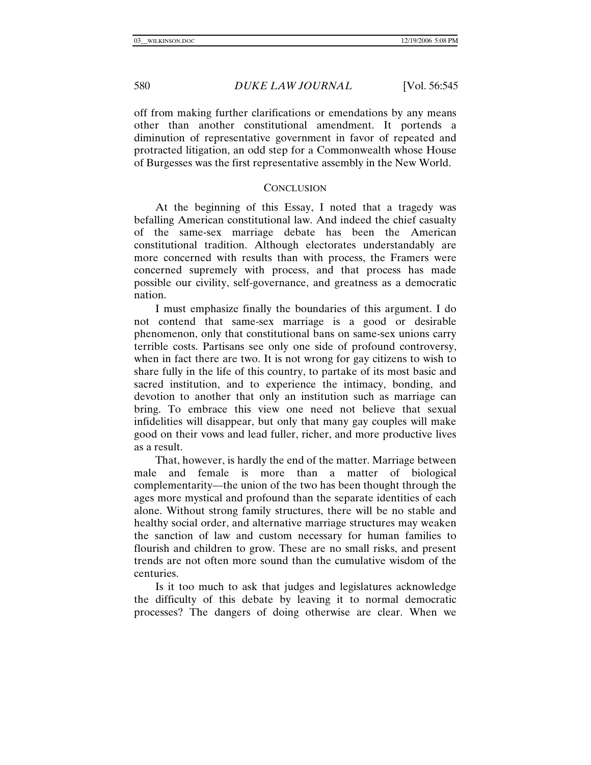off from making further clarifications or emendations by any means other than another constitutional amendment. It portends a diminution of representative government in favor of repeated and protracted litigation, an odd step for a Commonwealth whose House of Burgesses was the first representative assembly in the New World.

## CONCLUSION

At the beginning of this Essay, I noted that a tragedy was befalling American constitutional law. And indeed the chief casualty of the same-sex marriage debate has been the American constitutional tradition. Although electorates understandably are more concerned with results than with process, the Framers were concerned supremely with process, and that process has made possible our civility, self-governance, and greatness as a democratic nation.

I must emphasize finally the boundaries of this argument. I do not contend that same-sex marriage is a good or desirable phenomenon, only that constitutional bans on same-sex unions carry terrible costs. Partisans see only one side of profound controversy, when in fact there are two. It is not wrong for gay citizens to wish to share fully in the life of this country, to partake of its most basic and sacred institution, and to experience the intimacy, bonding, and devotion to another that only an institution such as marriage can bring. To embrace this view one need not believe that sexual infidelities will disappear, but only that many gay couples will make good on their vows and lead fuller, richer, and more productive lives as a result.

That, however, is hardly the end of the matter. Marriage between male and female is more than a matter of biological complementarity—the union of the two has been thought through the ages more mystical and profound than the separate identities of each alone. Without strong family structures, there will be no stable and healthy social order, and alternative marriage structures may weaken the sanction of law and custom necessary for human families to flourish and children to grow. These are no small risks, and present trends are not often more sound than the cumulative wisdom of the centuries.

Is it too much to ask that judges and legislatures acknowledge the difficulty of this debate by leaving it to normal democratic processes? The dangers of doing otherwise are clear. When we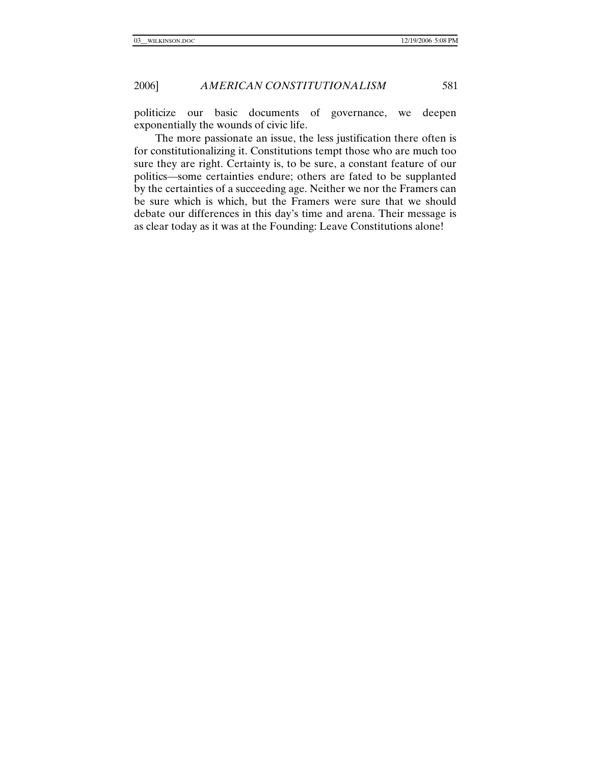politicize our basic documents of governance, we deepen exponentially the wounds of civic life.

The more passionate an issue, the less justification there often is for constitutionalizing it. Constitutions tempt those who are much too sure they are right. Certainty is, to be sure, a constant feature of our politics—some certainties endure; others are fated to be supplanted by the certainties of a succeeding age. Neither we nor the Framers can be sure which is which, but the Framers were sure that we should debate our differences in this day's time and arena. Their message is as clear today as it was at the Founding: Leave Constitutions alone!